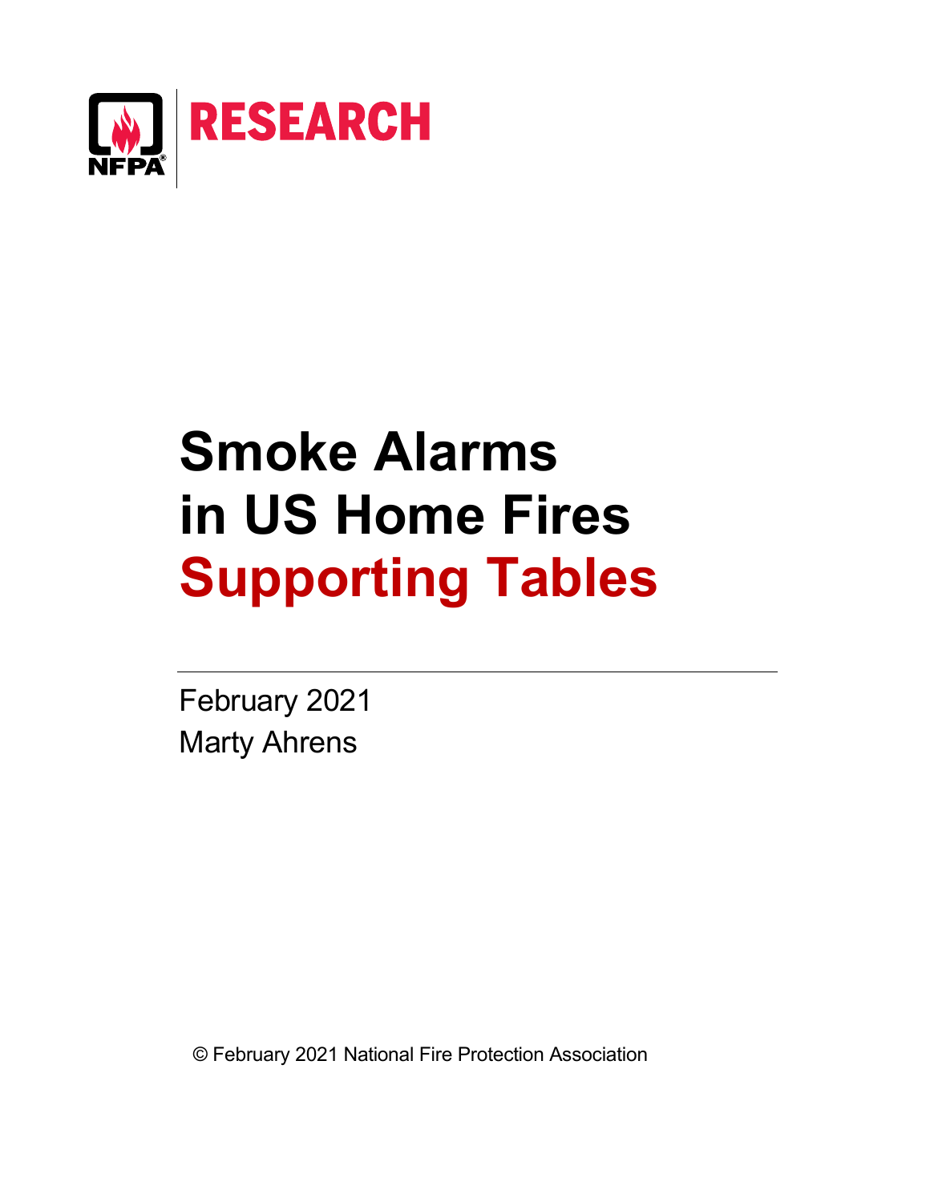RESEARCH

# Smoke Alarms in US Home Fires Supporting Tables

February 2021

Marty Ahrens

© February 2021 National Fire Protection Association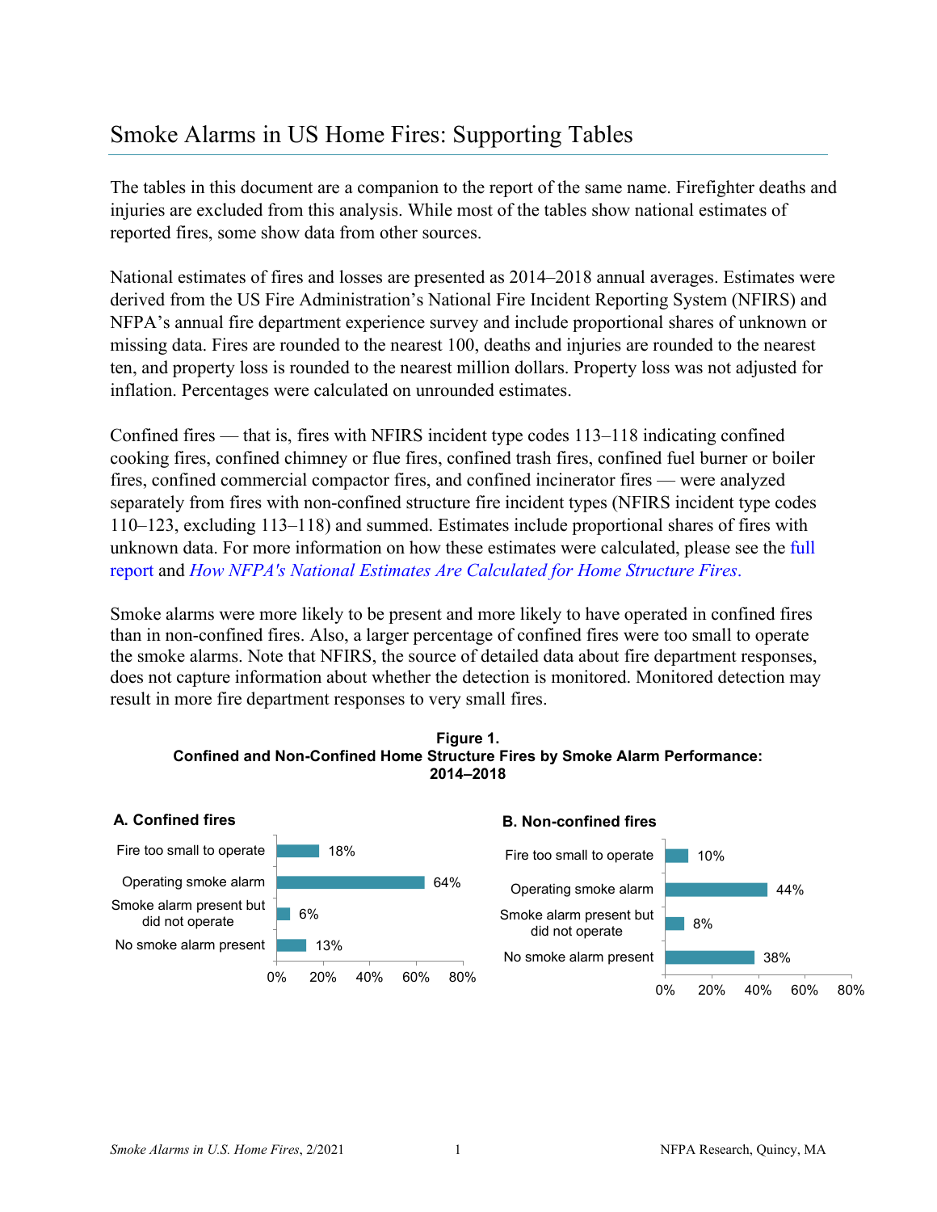# Smoke Alarms in US Home Fires: Supporting Tables

The tables in this document are a companion to the report of the same name. Firefighter deaths and injuries are excluded from this analysis. While most of the tables show national estimates of reported fires, some show data from other sources.

National estimates of fires and losses are presented as 2014–2018 annual averages. Estimates were derived from the US Fire Administration's National Fire Incident Reporting System (NFIRS) and NFPA's annual fire department experience survey and include proportional shares of unknown or missing data. Fires are rounded to the nearest 100, deaths and injuries are rounded to the nearest ten, and property loss is rounded to the nearest million dollars. Property loss was not adjusted for inflation. Percentages were calculated on unrounded estimates.

Confined fires — that is, fires with NFIRS incident type codes 113–118 indicating confined cooking fires, confined chimney or flue fires, confined trash fires, confined fuel burner or boiler fires, confined commercial compactor fires, and confined incinerator fires — were analyzed separately from fires with non-confined structure fire incident types (NFIRS incident type codes 110–123, excluding 113–118) and summed. Estimates include proportional shares of fires with unknown data. For more information on how these estimates were calculated, please see the full report and *How NFPA's National Estimates Are Calculated for Home Structure Fires*.

Smoke alarms were more likely to be present and more likely to have operated in confined fires than in non-confined fires. Also, a larger percentage of confined fires were too small to operate the smoke alarms. Note that NFIRS, the source of detailed data about fire department responses, does not capture information about whether the detection is monitored. Monitored detection may result in more fire department responses to very small fires.

**Figure 1.**
**Confined and Non-Confined Home Structure Fires by Smoke Alarm Performance: 2014–2018**

**A. Confined fires**

| Smoke alarm performance | Percent |
|---|---|
| Fire too small to operate | 18% |
| Operating smoke alarm | 64% |
| Smoke alarm present but did not operate | 6% |
| No smoke alarm present | 13% |

**B. Non-confined fires**

| Smoke alarm performance | Percent |
|---|---|
| Fire too small to operate | 10% |
| Operating smoke alarm | 44% |
| Smoke alarm present but did not operate | 8% |
| No smoke alarm present | 38% |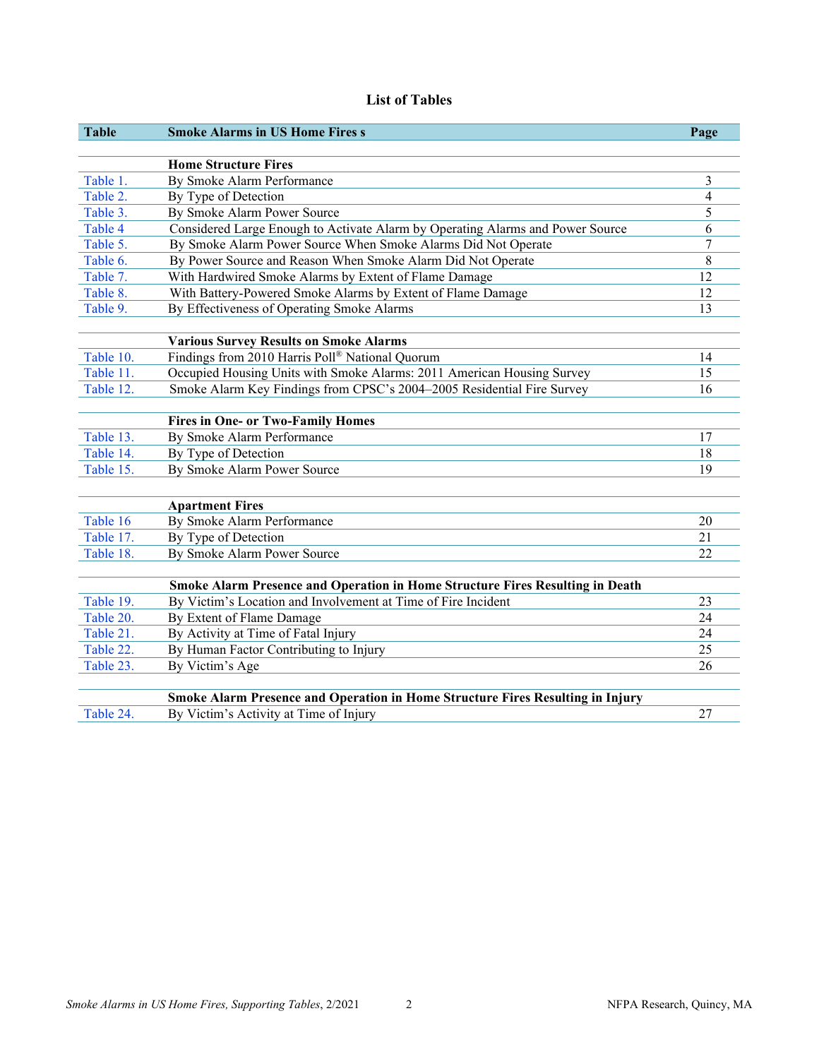## List of Tables

| Table | Smoke Alarms in US Home Fires s | Page |
|---|---|---|
| | **Home Structure Fires** | |
| Table 1. | By Smoke Alarm Performance | 3 |
| Table 2. | By Type of Detection | 4 |
| Table 3. | By Smoke Alarm Power Source | 5 |
| Table 4 | Considered Large Enough to Activate Alarm by Operating Alarms and Power Source | 6 |
| Table 5. | By Smoke Alarm Power Source When Smoke Alarms Did Not Operate | 7 |
| Table 6. | By Power Source and Reason When Smoke Alarm Did Not Operate | 8 |
| Table 7. | With Hardwired Smoke Alarms by Extent of Flame Damage | 12 |
| Table 8. | With Battery-Powered Smoke Alarms by Extent of Flame Damage | 12 |
| Table 9. | By Effectiveness of Operating Smoke Alarms | 13 |
| | **Various Survey Results on Smoke Alarms** | |
| Table 10. | Findings from 2010 Harris Poll® National Quorum | 14 |
| Table 11. | Occupied Housing Units with Smoke Alarms: 2011 American Housing Survey | 15 |
| Table 12. | Smoke Alarm Key Findings from CPSC's 2004–2005 Residential Fire Survey | 16 |
| | **Fires in One- or Two-Family Homes** | |
| Table 13. | By Smoke Alarm Performance | 17 |
| Table 14. | By Type of Detection | 18 |
| Table 15. | By Smoke Alarm Power Source | 19 |
| | **Apartment Fires** | |
| Table 16 | By Smoke Alarm Performance | 20 |
| Table 17. | By Type of Detection | 21 |
| Table 18. | By Smoke Alarm Power Source | 22 |
| | **Smoke Alarm Presence and Operation in Home Structure Fires Resulting in Death** | |
| Table 19. | By Victim's Location and Involvement at Time of Fire Incident | 23 |
| Table 20. | By Extent of Flame Damage | 24 |
| Table 21. | By Activity at Time of Fatal Injury | 24 |
| Table 22. | By Human Factor Contributing to Injury | 25 |
| Table 23. | By Victim's Age | 26 |
| | **Smoke Alarm Presence and Operation in Home Structure Fires Resulting in Injury** | |
| Table 24. | By Victim's Activity at Time of Injury | 27 |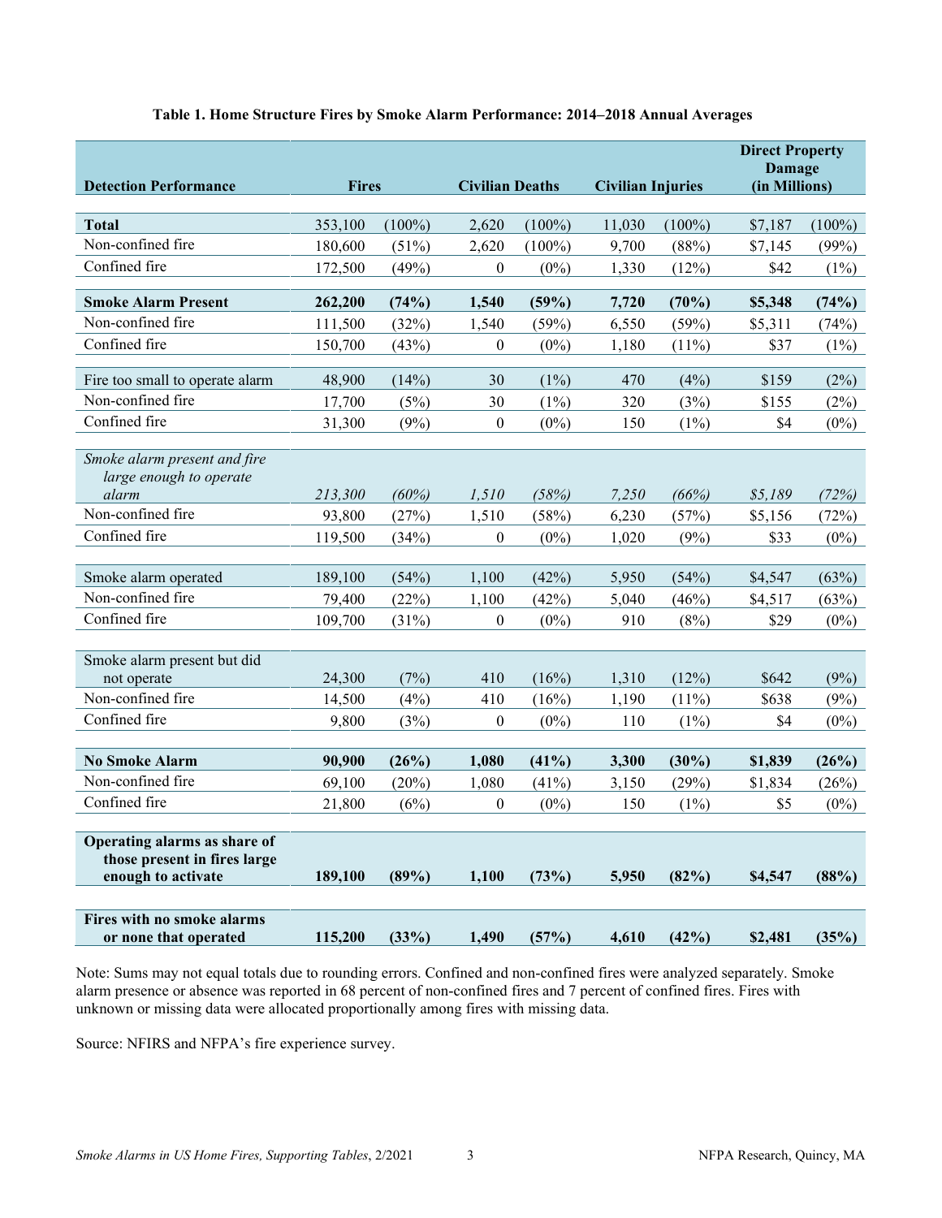**Table 1. Home Structure Fires by Smoke Alarm Performance: 2014–2018 Annual Averages**

| Detection Performance | Fires | | Civilian Deaths | | Civilian Injuries | | Direct Property Damage (in Millions) | |
|---|---|---|---|---|---|---|---|---|
| **Total** | 353,100 | (100%) | 2,620 | (100%) | 11,030 | (100%) | $7,187 | (100%) |
| Non-confined fire | 180,600 | (51%) | 2,620 | (100%) | 9,700 | (88%) | $7,145 | (99%) |
| Confined fire | 172,500 | (49%) | 0 | (0%) | 1,330 | (12%) | $42 | (1%) |
| **Smoke Alarm Present** | **262,200** | **(74%)** | **1,540** | **(59%)** | **7,720** | **(70%)** | **$5,348** | **(74%)** |
| Non-confined fire | 111,500 | (32%) | 1,540 | (59%) | 6,550 | (59%) | $5,311 | (74%) |
| Confined fire | 150,700 | (43%) | 0 | (0%) | 1,180 | (11%) | $37 | (1%) |
| Fire too small to operate alarm | 48,900 | (14%) | 30 | (1%) | 470 | (4%) | $159 | (2%) |
| Non-confined fire | 17,700 | (5%) | 30 | (1%) | 320 | (3%) | $155 | (2%) |
| Confined fire | 31,300 | (9%) | 0 | (0%) | 150 | (1%) | $4 | (0%) |
| *Smoke alarm present and fire large enough to operate alarm* | *213,300* | *(60%)* | *1,510* | *(58%)* | *7,250* | *(66%)* | *$5,189* | *(72%)* |
| Non-confined fire | 93,800 | (27%) | 1,510 | (58%) | 6,230 | (57%) | $5,156 | (72%) |
| Confined fire | 119,500 | (34%) | 0 | (0%) | 1,020 | (9%) | $33 | (0%) |
| Smoke alarm operated | 189,100 | (54%) | 1,100 | (42%) | 5,950 | (54%) | $4,547 | (63%) |
| Non-confined fire | 79,400 | (22%) | 1,100 | (42%) | 5,040 | (46%) | $4,517 | (63%) |
| Confined fire | 109,700 | (31%) | 0 | (0%) | 910 | (8%) | $29 | (0%) |
| Smoke alarm present but did not operate | 24,300 | (7%) | 410 | (16%) | 1,310 | (12%) | $642 | (9%) |
| Non-confined fire | 14,500 | (4%) | 410 | (16%) | 1,190 | (11%) | $638 | (9%) |
| Confined fire | 9,800 | (3%) | 0 | (0%) | 110 | (1%) | $4 | (0%) |
| **No Smoke Alarm** | **90,900** | **(26%)** | **1,080** | **(41%)** | **3,300** | **(30%)** | **$1,839** | **(26%)** |
| Non-confined fire | 69,100 | (20%) | 1,080 | (41%) | 3,150 | (29%) | $1,834 | (26%) |
| Confined fire | 21,800 | (6%) | 0 | (0%) | 150 | (1%) | $5 | (0%) |
| **Operating alarms as share of those present in fires large enough to activate** | **189,100** | **(89%)** | **1,100** | **(73%)** | **5,950** | **(82%)** | **$4,547** | **(88%)** |
| **Fires with no smoke alarms or none that operated** | **115,200** | **(33%)** | **1,490** | **(57%)** | **4,610** | **(42%)** | **$2,481** | **(35%)** |

Note: Sums may not equal totals due to rounding errors. Confined and non-confined fires were analyzed separately. Smoke alarm presence or absence was reported in 68 percent of non-confined fires and 7 percent of confined fires. Fires with unknown or missing data were allocated proportionally among fires with missing data.

Source: NFIRS and NFPA's fire experience survey.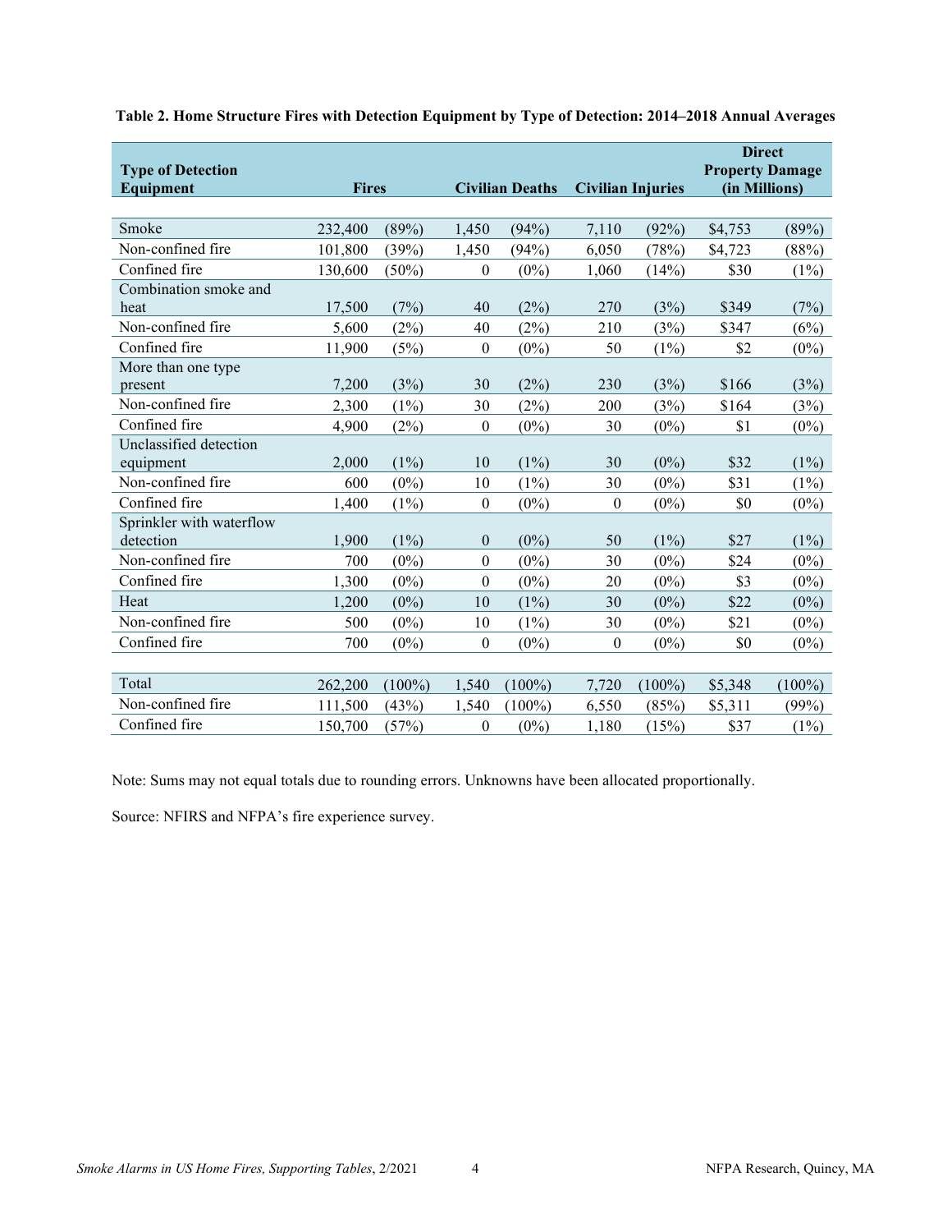**Table 2. Home Structure Fires with Detection Equipment by Type of Detection: 2014–2018 Annual Averages**

| Type of Detection Equipment | Fires | | Civilian Deaths | | Civilian Injuries | | Direct Property Damage (in Millions) | |
|---|---|---|---|---|---|---|---|---|
| Smoke | 232,400 | (89%) | 1,450 | (94%) | 7,110 | (92%) | $4,753 | (89%) |
| Non-confined fire | 101,800 | (39%) | 1,450 | (94%) | 6,050 | (78%) | $4,723 | (88%) |
| Confined fire | 130,600 | (50%) | 0 | (0%) | 1,060 | (14%) | $30 | (1%) |
| Combination smoke and heat | 17,500 | (7%) | 40 | (2%) | 270 | (3%) | $349 | (7%) |
| Non-confined fire | 5,600 | (2%) | 40 | (2%) | 210 | (3%) | $347 | (6%) |
| Confined fire | 11,900 | (5%) | 0 | (0%) | 50 | (1%) | $2 | (0%) |
| More than one type present | 7,200 | (3%) | 30 | (2%) | 230 | (3%) | $166 | (3%) |
| Non-confined fire | 2,300 | (1%) | 30 | (2%) | 200 | (3%) | $164 | (3%) |
| Confined fire | 4,900 | (2%) | 0 | (0%) | 30 | (0%) | $1 | (0%) |
| Unclassified detection equipment | 2,000 | (1%) | 10 | (1%) | 30 | (0%) | $32 | (1%) |
| Non-confined fire | 600 | (0%) | 10 | (1%) | 30 | (0%) | $31 | (1%) |
| Confined fire | 1,400 | (1%) | 0 | (0%) | 0 | (0%) | $0 | (0%) |
| Sprinkler with waterflow detection | 1,900 | (1%) | 0 | (0%) | 50 | (1%) | $27 | (1%) |
| Non-confined fire | 700 | (0%) | 0 | (0%) | 30 | (0%) | $24 | (0%) |
| Confined fire | 1,300 | (0%) | 0 | (0%) | 20 | (0%) | $3 | (0%) |
| Heat | 1,200 | (0%) | 10 | (1%) | 30 | (0%) | $22 | (0%) |
| Non-confined fire | 500 | (0%) | 10 | (1%) | 30 | (0%) | $21 | (0%) |
| Confined fire | 700 | (0%) | 0 | (0%) | 0 | (0%) | $0 | (0%) |
| Total | 262,200 | (100%) | 1,540 | (100%) | 7,720 | (100%) | $5,348 | (100%) |
| Non-confined fire | 111,500 | (43%) | 1,540 | (100%) | 6,550 | (85%) | $5,311 | (99%) |
| Confined fire | 150,700 | (57%) | 0 | (0%) | 1,180 | (15%) | $37 | (1%) |

Note: Sums may not equal totals due to rounding errors. Unknowns have been allocated proportionally.

Source: NFIRS and NFPA's fire experience survey.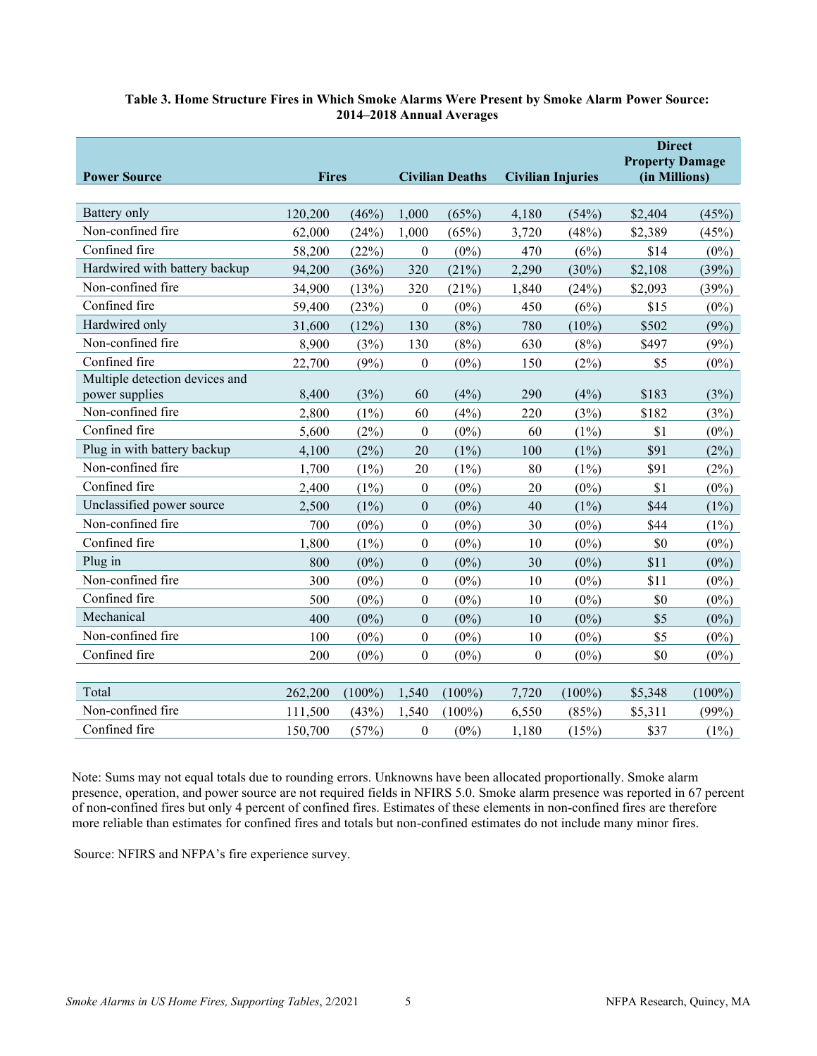**Table 3. Home Structure Fires in Which Smoke Alarms Were Present by Smoke Alarm Power Source: 2014–2018 Annual Averages**

| Power Source | Fires | | Civilian Deaths | | Civilian Injuries | | Direct Property Damage (in Millions) | |
|---|---|---|---|---|---|---|---|---|
| Battery only | 120,200 | (46%) | 1,000 | (65%) | 4,180 | (54%) | $2,404 | (45%) |
| Non-confined fire | 62,000 | (24%) | 1,000 | (65%) | 3,720 | (48%) | $2,389 | (45%) |
| Confined fire | 58,200 | (22%) | 0 | (0%) | 470 | (6%) | $14 | (0%) |
| Hardwired with battery backup | 94,200 | (36%) | 320 | (21%) | 2,290 | (30%) | $2,108 | (39%) |
| Non-confined fire | 34,900 | (13%) | 320 | (21%) | 1,840 | (24%) | $2,093 | (39%) |
| Confined fire | 59,400 | (23%) | 0 | (0%) | 450 | (6%) | $15 | (0%) |
| Hardwired only | 31,600 | (12%) | 130 | (8%) | 780 | (10%) | $502 | (9%) |
| Non-confined fire | 8,900 | (3%) | 130 | (8%) | 630 | (8%) | $497 | (9%) |
| Confined fire | 22,700 | (9%) | 0 | (0%) | 150 | (2%) | $5 | (0%) |
| Multiple detection devices and power supplies | 8,400 | (3%) | 60 | (4%) | 290 | (4%) | $183 | (3%) |
| Non-confined fire | 2,800 | (1%) | 60 | (4%) | 220 | (3%) | $182 | (3%) |
| Confined fire | 5,600 | (2%) | 0 | (0%) | 60 | (1%) | $1 | (0%) |
| Plug in with battery backup | 4,100 | (2%) | 20 | (1%) | 100 | (1%) | $91 | (2%) |
| Non-confined fire | 1,700 | (1%) | 20 | (1%) | 80 | (1%) | $91 | (2%) |
| Confined fire | 2,400 | (1%) | 0 | (0%) | 20 | (0%) | $1 | (0%) |
| Unclassified power source | 2,500 | (1%) | 0 | (0%) | 40 | (1%) | $44 | (1%) |
| Non-confined fire | 700 | (0%) | 0 | (0%) | 30 | (0%) | $44 | (1%) |
| Confined fire | 1,800 | (1%) | 0 | (0%) | 10 | (0%) | $0 | (0%) |
| Plug in | 800 | (0%) | 0 | (0%) | 30 | (0%) | $11 | (0%) |
| Non-confined fire | 300 | (0%) | 0 | (0%) | 10 | (0%) | $11 | (0%) |
| Confined fire | 500 | (0%) | 0 | (0%) | 10 | (0%) | $0 | (0%) |
| Mechanical | 400 | (0%) | 0 | (0%) | 10 | (0%) | $5 | (0%) |
| Non-confined fire | 100 | (0%) | 0 | (0%) | 10 | (0%) | $5 | (0%) |
| Confined fire | 200 | (0%) | 0 | (0%) | 0 | (0%) | $0 | (0%) |
| Total | 262,200 | (100%) | 1,540 | (100%) | 7,720 | (100%) | $5,348 | (100%) |
| Non-confined fire | 111,500 | (43%) | 1,540 | (100%) | 6,550 | (85%) | $5,311 | (99%) |
| Confined fire | 150,700 | (57%) | 0 | (0%) | 1,180 | (15%) | $37 | (1%) |

Note: Sums may not equal totals due to rounding errors. Unknowns have been allocated proportionally. Smoke alarm presence, operation, and power source are not required fields in NFIRS 5.0. Smoke alarm presence was reported in 67 percent of non-confined fires but only 4 percent of confined fires. Estimates of these elements in non-confined fires are therefore more reliable than estimates for confined fires and totals but non-confined estimates do not include many minor fires.

Source: NFIRS and NFPA's fire experience survey.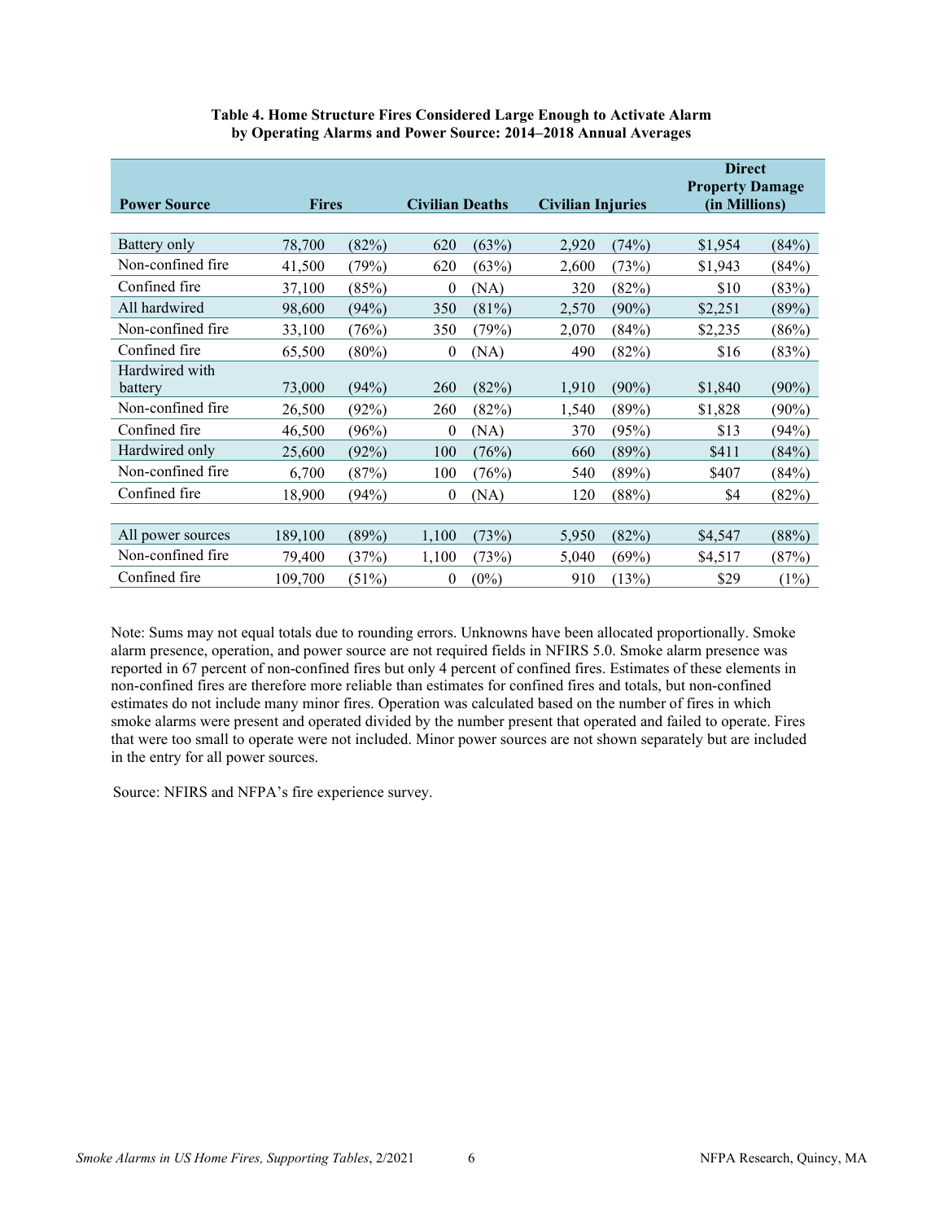**Table 4. Home Structure Fires Considered Large Enough to Activate Alarm by Operating Alarms and Power Source: 2014–2018 Annual Averages**

| Power Source | Fires | | Civilian Deaths | | Civilian Injuries | | Direct Property Damage (in Millions) | |
|---|---|---|---|---|---|---|---|---|
| Battery only | 78,700 | (82%) | 620 | (63%) | 2,920 | (74%) | $1,954 | (84%) |
| Non-confined fire | 41,500 | (79%) | 620 | (63%) | 2,600 | (73%) | $1,943 | (84%) |
| Confined fire | 37,100 | (85%) | 0 | (NA) | 320 | (82%) | $10 | (83%) |
| All hardwired | 98,600 | (94%) | 350 | (81%) | 2,570 | (90%) | $2,251 | (89%) |
| Non-confined fire | 33,100 | (76%) | 350 | (79%) | 2,070 | (84%) | $2,235 | (86%) |
| Confined fire | 65,500 | (80%) | 0 | (NA) | 490 | (82%) | $16 | (83%) |
| Hardwired with battery | 73,000 | (94%) | 260 | (82%) | 1,910 | (90%) | $1,840 | (90%) |
| Non-confined fire | 26,500 | (92%) | 260 | (82%) | 1,540 | (89%) | $1,828 | (90%) |
| Confined fire | 46,500 | (96%) | 0 | (NA) | 370 | (95%) | $13 | (94%) |
| Hardwired only | 25,600 | (92%) | 100 | (76%) | 660 | (89%) | $411 | (84%) |
| Non-confined fire | 6,700 | (87%) | 100 | (76%) | 540 | (89%) | $407 | (84%) |
| Confined fire | 18,900 | (94%) | 0 | (NA) | 120 | (88%) | $4 | (82%) |
| All power sources | 189,100 | (89%) | 1,100 | (73%) | 5,950 | (82%) | $4,547 | (88%) |
| Non-confined fire | 79,400 | (37%) | 1,100 | (73%) | 5,040 | (69%) | $4,517 | (87%) |
| Confined fire | 109,700 | (51%) | 0 | (0%) | 910 | (13%) | $29 | (1%) |

Note: Sums may not equal totals due to rounding errors. Unknowns have been allocated proportionally. Smoke alarm presence, operation, and power source are not required fields in NFIRS 5.0. Smoke alarm presence was reported in 67 percent of non-confined fires but only 4 percent of confined fires. Estimates of these elements in non-confined fires are therefore more reliable than estimates for confined fires and totals, but non-confined estimates do not include many minor fires. Operation was calculated based on the number of fires in which smoke alarms were present and operated divided by the number present that operated and failed to operate. Fires that were too small to operate were not included. Minor power sources are not shown separately but are included in the entry for all power sources.

Source: NFIRS and NFPA's fire experience survey.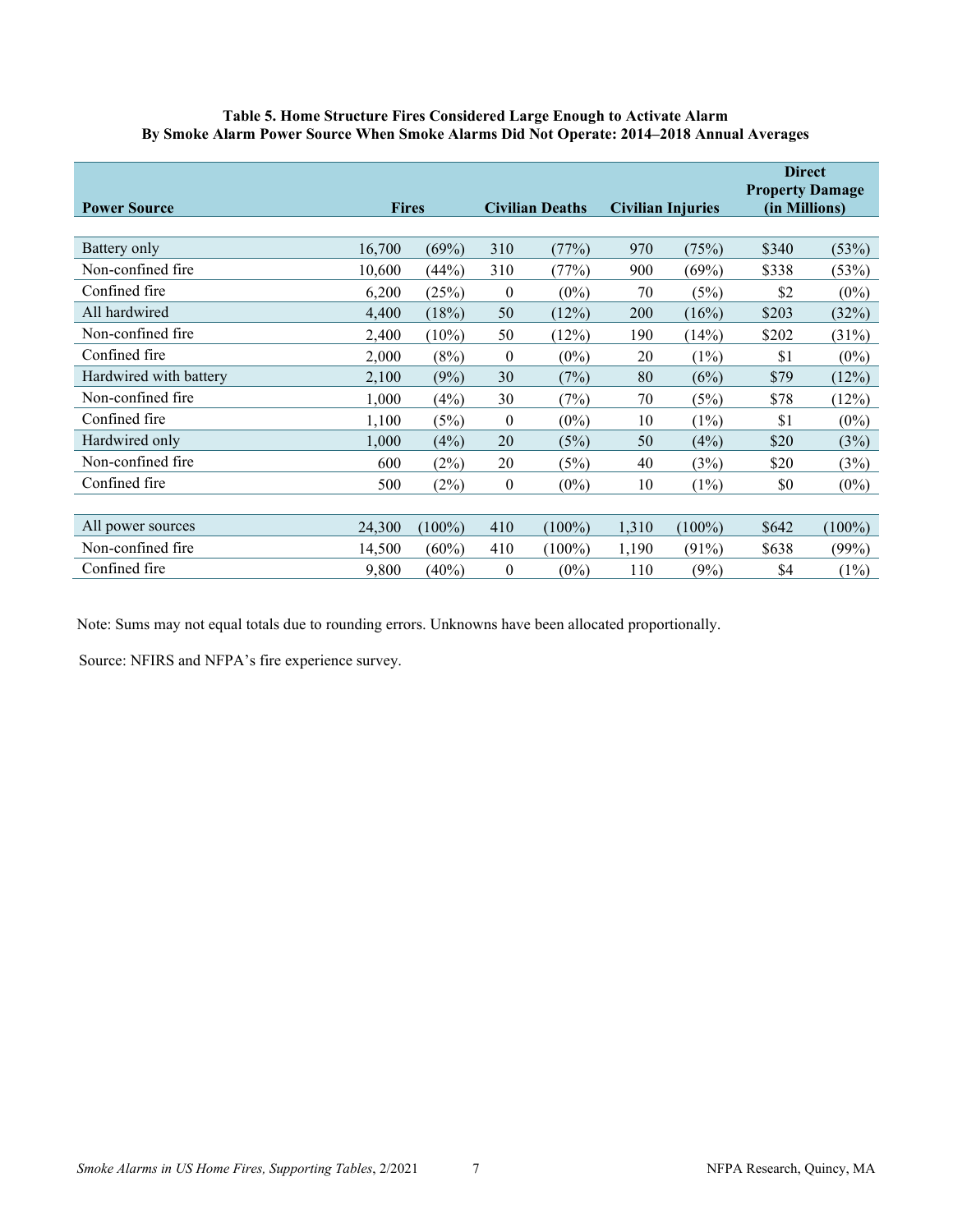**Table 5. Home Structure Fires Considered Large Enough to Activate Alarm By Smoke Alarm Power Source When Smoke Alarms Did Not Operate: 2014–2018 Annual Averages**

| Power Source | Fires | | Civilian Deaths | | Civilian Injuries | | Direct Property Damage (in Millions) | |
|---|---|---|---|---|---|---|---|---|
| Battery only | 16,700 | (69%) | 310 | (77%) | 970 | (75%) | $340 | (53%) |
| Non-confined fire | 10,600 | (44%) | 310 | (77%) | 900 | (69%) | $338 | (53%) |
| Confined fire | 6,200 | (25%) | 0 | (0%) | 70 | (5%) | $2 | (0%) |
| All hardwired | 4,400 | (18%) | 50 | (12%) | 200 | (16%) | $203 | (32%) |
| Non-confined fire | 2,400 | (10%) | 50 | (12%) | 190 | (14%) | $202 | (31%) |
| Confined fire | 2,000 | (8%) | 0 | (0%) | 20 | (1%) | $1 | (0%) |
| Hardwired with battery | 2,100 | (9%) | 30 | (7%) | 80 | (6%) | $79 | (12%) |
| Non-confined fire | 1,000 | (4%) | 30 | (7%) | 70 | (5%) | $78 | (12%) |
| Confined fire | 1,100 | (5%) | 0 | (0%) | 10 | (1%) | $1 | (0%) |
| Hardwired only | 1,000 | (4%) | 20 | (5%) | 50 | (4%) | $20 | (3%) |
| Non-confined fire | 600 | (2%) | 20 | (5%) | 40 | (3%) | $20 | (3%) |
| Confined fire | 500 | (2%) | 0 | (0%) | 10 | (1%) | $0 | (0%) |
| All power sources | 24,300 | (100%) | 410 | (100%) | 1,310 | (100%) | $642 | (100%) |
| Non-confined fire | 14,500 | (60%) | 410 | (100%) | 1,190 | (91%) | $638 | (99%) |
| Confined fire | 9,800 | (40%) | 0 | (0%) | 110 | (9%) | $4 | (1%) |

Note: Sums may not equal totals due to rounding errors. Unknowns have been allocated proportionally.

Source: NFIRS and NFPA's fire experience survey.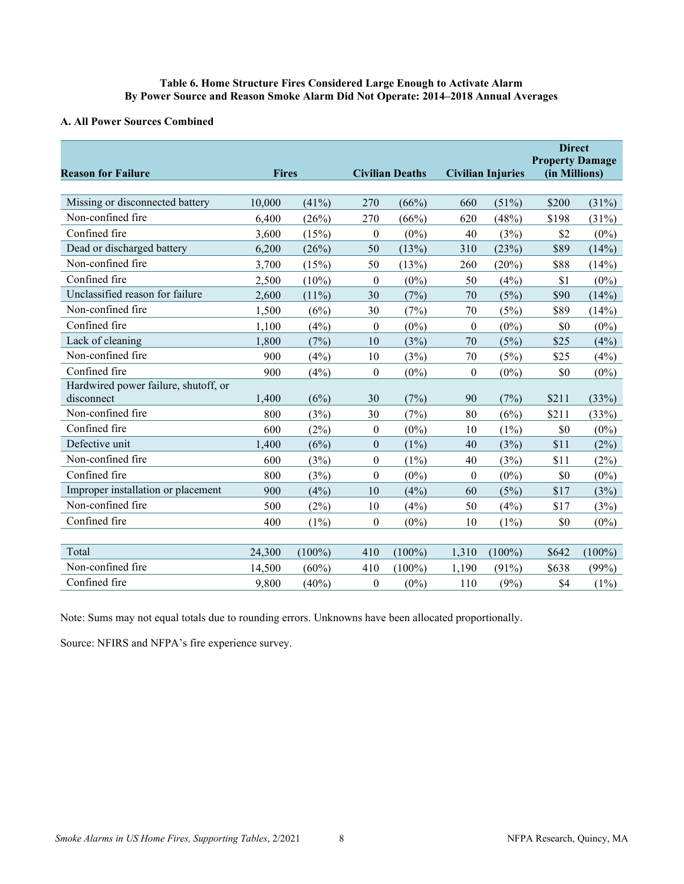**Table 6. Home Structure Fires Considered Large Enough to Activate Alarm By Power Source and Reason Smoke Alarm Did Not Operate: 2014–2018 Annual Averages**

**A. All Power Sources Combined**

| Reason for Failure | Fires | | Civilian Deaths | | Civilian Injuries | | Direct Property Damage (in Millions) | |
|---|---|---|---|---|---|---|---|---|
| Missing or disconnected battery | 10,000 | (41%) | 270 | (66%) | 660 | (51%) | $200 | (31%) |
| Non-confined fire | 6,400 | (26%) | 270 | (66%) | 620 | (48%) | $198 | (31%) |
| Confined fire | 3,600 | (15%) | 0 | (0%) | 40 | (3%) | $2 | (0%) |
| Dead or discharged battery | 6,200 | (26%) | 50 | (13%) | 310 | (23%) | $89 | (14%) |
| Non-confined fire | 3,700 | (15%) | 50 | (13%) | 260 | (20%) | $88 | (14%) |
| Confined fire | 2,500 | (10%) | 0 | (0%) | 50 | (4%) | $1 | (0%) |
| Unclassified reason for failure | 2,600 | (11%) | 30 | (7%) | 70 | (5%) | $90 | (14%) |
| Non-confined fire | 1,500 | (6%) | 30 | (7%) | 70 | (5%) | $89 | (14%) |
| Confined fire | 1,100 | (4%) | 0 | (0%) | 0 | (0%) | $0 | (0%) |
| Lack of cleaning | 1,800 | (7%) | 10 | (3%) | 70 | (5%) | $25 | (4%) |
| Non-confined fire | 900 | (4%) | 10 | (3%) | 70 | (5%) | $25 | (4%) |
| Confined fire | 900 | (4%) | 0 | (0%) | 0 | (0%) | $0 | (0%) |
| Hardwired power failure, shutoff, or disconnect | 1,400 | (6%) | 30 | (7%) | 90 | (7%) | $211 | (33%) |
| Non-confined fire | 800 | (3%) | 30 | (7%) | 80 | (6%) | $211 | (33%) |
| Confined fire | 600 | (2%) | 0 | (0%) | 10 | (1%) | $0 | (0%) |
| Defective unit | 1,400 | (6%) | 0 | (1%) | 40 | (3%) | $11 | (2%) |
| Non-confined fire | 600 | (3%) | 0 | (1%) | 40 | (3%) | $11 | (2%) |
| Confined fire | 800 | (3%) | 0 | (0%) | 0 | (0%) | $0 | (0%) |
| Improper installation or placement | 900 | (4%) | 10 | (4%) | 60 | (5%) | $17 | (3%) |
| Non-confined fire | 500 | (2%) | 10 | (4%) | 50 | (4%) | $17 | (3%) |
| Confined fire | 400 | (1%) | 0 | (0%) | 10 | (1%) | $0 | (0%) |
| Total | 24,300 | (100%) | 410 | (100%) | 1,310 | (100%) | $642 | (100%) |
| Non-confined fire | 14,500 | (60%) | 410 | (100%) | 1,190 | (91%) | $638 | (99%) |
| Confined fire | 9,800 | (40%) | 0 | (0%) | 110 | (9%) | $4 | (1%) |

Note: Sums may not equal totals due to rounding errors. Unknowns have been allocated proportionally.

Source: NFIRS and NFPA's fire experience survey.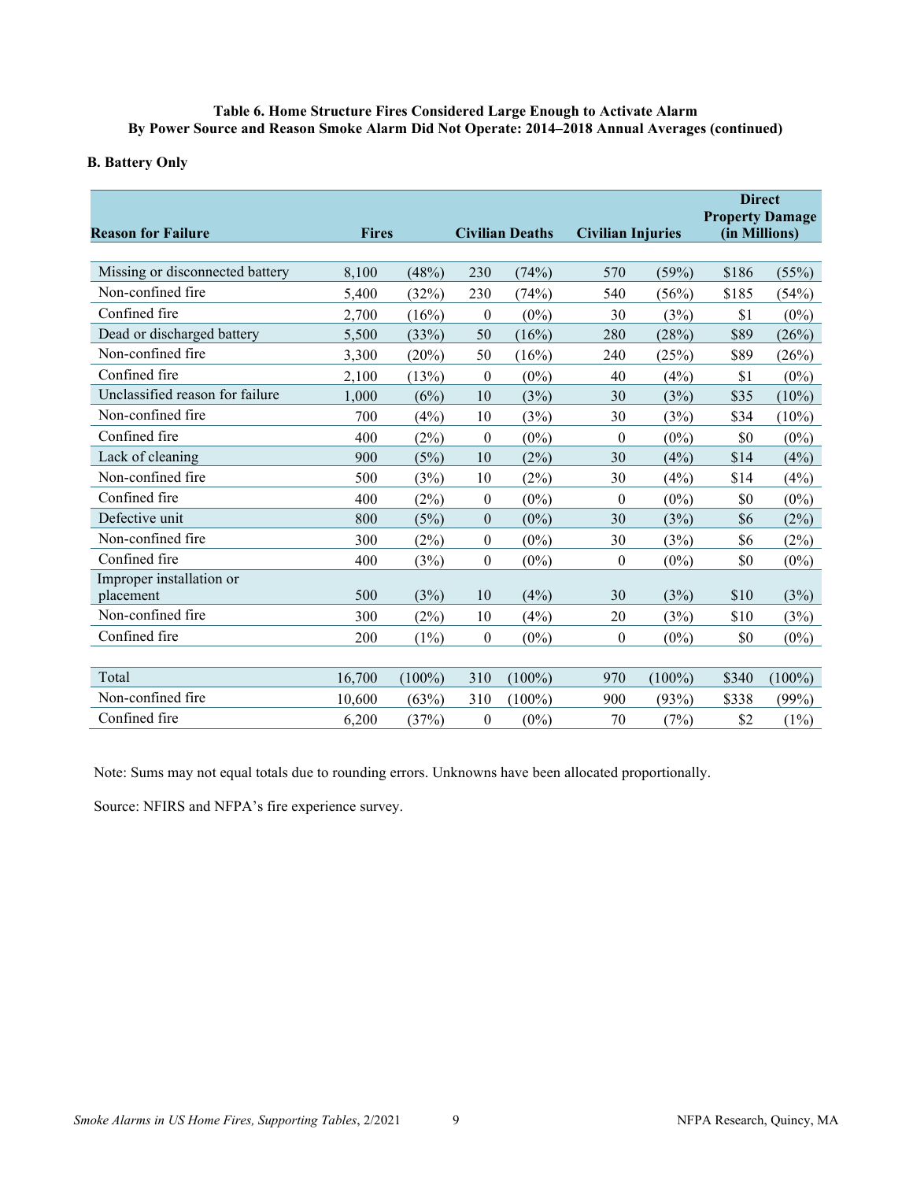**Table 6. Home Structure Fires Considered Large Enough to Activate Alarm**
**By Power Source and Reason Smoke Alarm Did Not Operate: 2014–2018 Annual Averages (continued)**

**B. Battery Only**

| Reason for Failure | Fires | | Civilian Deaths | | Civilian Injuries | | Direct Property Damage (in Millions) | |
|---|---|---|---|---|---|---|---|---|
| Missing or disconnected battery | 8,100 | (48%) | 230 | (74%) | 570 | (59%) | $186 | (55%) |
| Non-confined fire | 5,400 | (32%) | 230 | (74%) | 540 | (56%) | $185 | (54%) |
| Confined fire | 2,700 | (16%) | 0 | (0%) | 30 | (3%) | $1 | (0%) |
| Dead or discharged battery | 5,500 | (33%) | 50 | (16%) | 280 | (28%) | $89 | (26%) |
| Non-confined fire | 3,300 | (20%) | 50 | (16%) | 240 | (25%) | $89 | (26%) |
| Confined fire | 2,100 | (13%) | 0 | (0%) | 40 | (4%) | $1 | (0%) |
| Unclassified reason for failure | 1,000 | (6%) | 10 | (3%) | 30 | (3%) | $35 | (10%) |
| Non-confined fire | 700 | (4%) | 10 | (3%) | 30 | (3%) | $34 | (10%) |
| Confined fire | 400 | (2%) | 0 | (0%) | 0 | (0%) | $0 | (0%) |
| Lack of cleaning | 900 | (5%) | 10 | (2%) | 30 | (4%) | $14 | (4%) |
| Non-confined fire | 500 | (3%) | 10 | (2%) | 30 | (4%) | $14 | (4%) |
| Confined fire | 400 | (2%) | 0 | (0%) | 0 | (0%) | $0 | (0%) |
| Defective unit | 800 | (5%) | 0 | (0%) | 30 | (3%) | $6 | (2%) |
| Non-confined fire | 300 | (2%) | 0 | (0%) | 30 | (3%) | $6 | (2%) |
| Confined fire | 400 | (3%) | 0 | (0%) | 0 | (0%) | $0 | (0%) |
| Improper installation or placement | 500 | (3%) | 10 | (4%) | 30 | (3%) | $10 | (3%) |
| Non-confined fire | 300 | (2%) | 10 | (4%) | 20 | (3%) | $10 | (3%) |
| Confined fire | 200 | (1%) | 0 | (0%) | 0 | (0%) | $0 | (0%) |
| Total | 16,700 | (100%) | 310 | (100%) | 970 | (100%) | $340 | (100%) |
| Non-confined fire | 10,600 | (63%) | 310 | (100%) | 900 | (93%) | $338 | (99%) |
| Confined fire | 6,200 | (37%) | 0 | (0%) | 70 | (7%) | $2 | (1%) |

Note: Sums may not equal totals due to rounding errors. Unknowns have been allocated proportionally.

Source: NFIRS and NFPA's fire experience survey.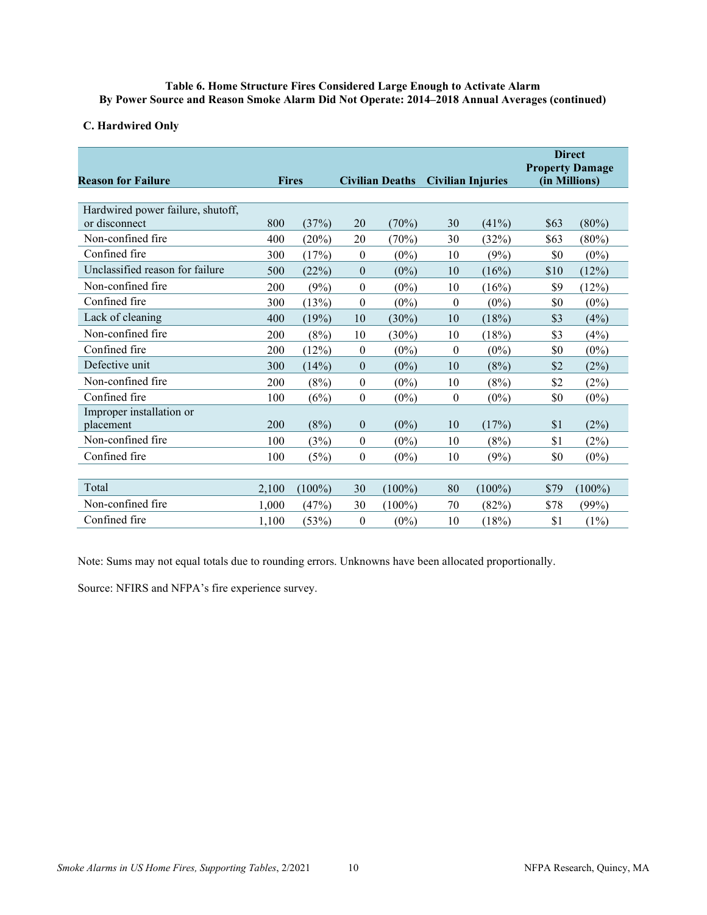**Table 6. Home Structure Fires Considered Large Enough to Activate Alarm By Power Source and Reason Smoke Alarm Did Not Operate: 2014–2018 Annual Averages (continued)**

**C. Hardwired Only**

| Reason for Failure | Fires | | Civilian Deaths | | Civilian Injuries | | Direct Property Damage (in Millions) | |
|---|---|---|---|---|---|---|---|---|
| Hardwired power failure, shutoff, or disconnect | 800 | (37%) | 20 | (70%) | 30 | (41%) | $63 | (80%) |
| Non-confined fire | 400 | (20%) | 20 | (70%) | 30 | (32%) | $63 | (80%) |
| Confined fire | 300 | (17%) | 0 | (0%) | 10 | (9%) | $0 | (0%) |
| Unclassified reason for failure | 500 | (22%) | 0 | (0%) | 10 | (16%) | $10 | (12%) |
| Non-confined fire | 200 | (9%) | 0 | (0%) | 10 | (16%) | $9 | (12%) |
| Confined fire | 300 | (13%) | 0 | (0%) | 0 | (0%) | $0 | (0%) |
| Lack of cleaning | 400 | (19%) | 10 | (30%) | 10 | (18%) | $3 | (4%) |
| Non-confined fire | 200 | (8%) | 10 | (30%) | 10 | (18%) | $3 | (4%) |
| Confined fire | 200 | (12%) | 0 | (0%) | 0 | (0%) | $0 | (0%) |
| Defective unit | 300 | (14%) | 0 | (0%) | 10 | (8%) | $2 | (2%) |
| Non-confined fire | 200 | (8%) | 0 | (0%) | 10 | (8%) | $2 | (2%) |
| Confined fire | 100 | (6%) | 0 | (0%) | 0 | (0%) | $0 | (0%) |
| Improper installation or placement | 200 | (8%) | 0 | (0%) | 10 | (17%) | $1 | (2%) |
| Non-confined fire | 100 | (3%) | 0 | (0%) | 10 | (8%) | $1 | (2%) |
| Confined fire | 100 | (5%) | 0 | (0%) | 10 | (9%) | $0 | (0%) |
| Total | 2,100 | (100%) | 30 | (100%) | 80 | (100%) | $79 | (100%) |
| Non-confined fire | 1,000 | (47%) | 30 | (100%) | 70 | (82%) | $78 | (99%) |
| Confined fire | 1,100 | (53%) | 0 | (0%) | 10 | (18%) | $1 | (1%) |

Note: Sums may not equal totals due to rounding errors. Unknowns have been allocated proportionally.

Source: NFIRS and NFPA's fire experience survey.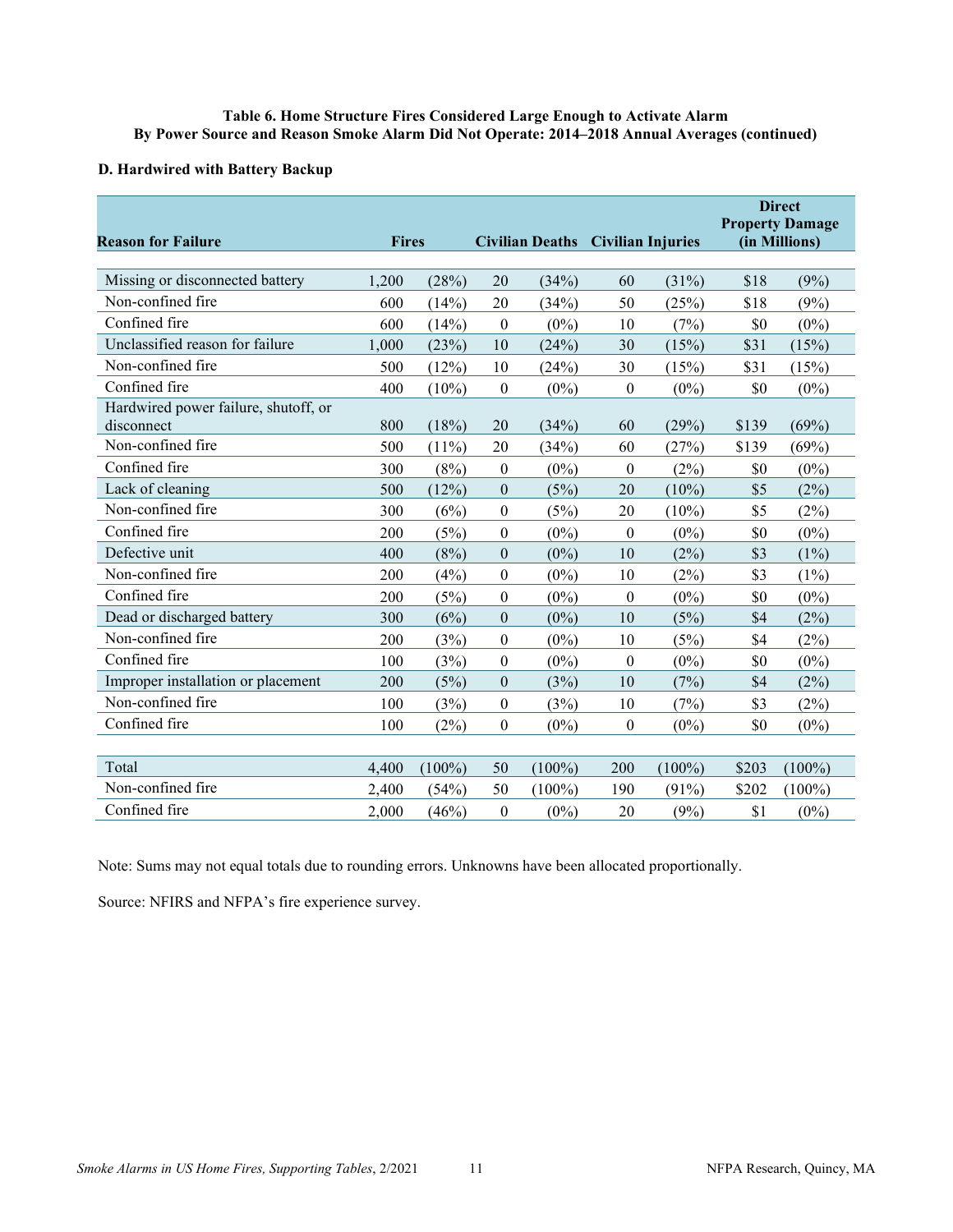**Table 6. Home Structure Fires Considered Large Enough to Activate Alarm**
**By Power Source and Reason Smoke Alarm Did Not Operate: 2014–2018 Annual Averages (continued)**

**D. Hardwired with Battery Backup**

| Reason for Failure | Fires | | Civilian Deaths | | Civilian Injuries | | Direct Property Damage (in Millions) | |
|---|---|---|---|---|---|---|---|---|
| Missing or disconnected battery | 1,200 | (28%) | 20 | (34%) | 60 | (31%) | $18 | (9%) |
| Non-confined fire | 600 | (14%) | 20 | (34%) | 50 | (25%) | $18 | (9%) |
| Confined fire | 600 | (14%) | 0 | (0%) | 10 | (7%) | $0 | (0%) |
| Unclassified reason for failure | 1,000 | (23%) | 10 | (24%) | 30 | (15%) | $31 | (15%) |
| Non-confined fire | 500 | (12%) | 10 | (24%) | 30 | (15%) | $31 | (15%) |
| Confined fire | 400 | (10%) | 0 | (0%) | 0 | (0%) | $0 | (0%) |
| Hardwired power failure, shutoff, or disconnect | 800 | (18%) | 20 | (34%) | 60 | (29%) | $139 | (69%) |
| Non-confined fire | 500 | (11%) | 20 | (34%) | 60 | (27%) | $139 | (69%) |
| Confined fire | 300 | (8%) | 0 | (0%) | 0 | (2%) | $0 | (0%) |
| Lack of cleaning | 500 | (12%) | 0 | (5%) | 20 | (10%) | $5 | (2%) |
| Non-confined fire | 300 | (6%) | 0 | (5%) | 20 | (10%) | $5 | (2%) |
| Confined fire | 200 | (5%) | 0 | (0%) | 0 | (0%) | $0 | (0%) |
| Defective unit | 400 | (8%) | 0 | (0%) | 10 | (2%) | $3 | (1%) |
| Non-confined fire | 200 | (4%) | 0 | (0%) | 10 | (2%) | $3 | (1%) |
| Confined fire | 200 | (5%) | 0 | (0%) | 0 | (0%) | $0 | (0%) |
| Dead or discharged battery | 300 | (6%) | 0 | (0%) | 10 | (5%) | $4 | (2%) |
| Non-confined fire | 200 | (3%) | 0 | (0%) | 10 | (5%) | $4 | (2%) |
| Confined fire | 100 | (3%) | 0 | (0%) | 0 | (0%) | $0 | (0%) |
| Improper installation or placement | 200 | (5%) | 0 | (3%) | 10 | (7%) | $4 | (2%) |
| Non-confined fire | 100 | (3%) | 0 | (3%) | 10 | (7%) | $3 | (2%) |
| Confined fire | 100 | (2%) | 0 | (0%) | 0 | (0%) | $0 | (0%) |
| Total | 4,400 | (100%) | 50 | (100%) | 200 | (100%) | $203 | (100%) |
| Non-confined fire | 2,400 | (54%) | 50 | (100%) | 190 | (91%) | $202 | (100%) |
| Confined fire | 2,000 | (46%) | 0 | (0%) | 20 | (9%) | $1 | (0%) |

Note: Sums may not equal totals due to rounding errors. Unknowns have been allocated proportionally.

Source: NFIRS and NFPA's fire experience survey.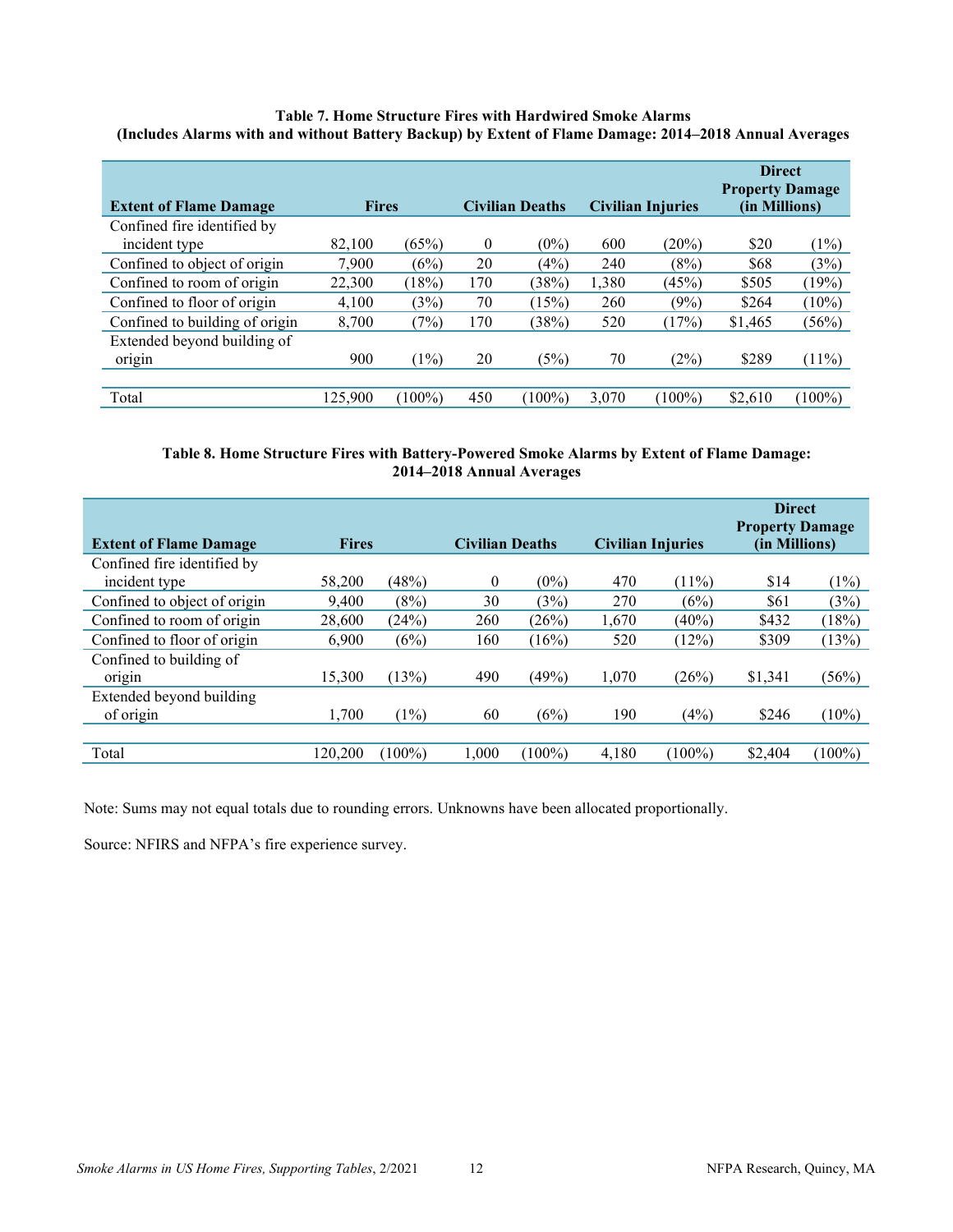**Table 7. Home Structure Fires with Hardwired Smoke Alarms (Includes Alarms with and without Battery Backup) by Extent of Flame Damage: 2014–2018 Annual Averages**

| Extent of Flame Damage | Fires | | Civilian Deaths | | Civilian Injuries | | Direct Property Damage (in Millions) | |
|---|---|---|---|---|---|---|---|---|
| Confined fire identified by incident type | 82,100 | (65%) | 0 | (0%) | 600 | (20%) | $20 | (1%) |
| Confined to object of origin | 7,900 | (6%) | 20 | (4%) | 240 | (8%) | $68 | (3%) |
| Confined to room of origin | 22,300 | (18%) | 170 | (38%) | 1,380 | (45%) | $505 | (19%) |
| Confined to floor of origin | 4,100 | (3%) | 70 | (15%) | 260 | (9%) | $264 | (10%) |
| Confined to building of origin | 8,700 | (7%) | 170 | (38%) | 520 | (17%) | $1,465 | (56%) |
| Extended beyond building of origin | 900 | (1%) | 20 | (5%) | 70 | (2%) | $289 | (11%) |
| Total | 125,900 | (100%) | 450 | (100%) | 3,070 | (100%) | $2,610 | (100%) |

**Table 8. Home Structure Fires with Battery-Powered Smoke Alarms by Extent of Flame Damage: 2014–2018 Annual Averages**

| Extent of Flame Damage | Fires | | Civilian Deaths | | Civilian Injuries | | Direct Property Damage (in Millions) | |
|---|---|---|---|---|---|---|---|---|
| Confined fire identified by incident type | 58,200 | (48%) | 0 | (0%) | 470 | (11%) | $14 | (1%) |
| Confined to object of origin | 9,400 | (8%) | 30 | (3%) | 270 | (6%) | $61 | (3%) |
| Confined to room of origin | 28,600 | (24%) | 260 | (26%) | 1,670 | (40%) | $432 | (18%) |
| Confined to floor of origin | 6,900 | (6%) | 160 | (16%) | 520 | (12%) | $309 | (13%) |
| Confined to building of origin | 15,300 | (13%) | 490 | (49%) | 1,070 | (26%) | $1,341 | (56%) |
| Extended beyond building of origin | 1,700 | (1%) | 60 | (6%) | 190 | (4%) | $246 | (10%) |
| Total | 120,200 | (100%) | 1,000 | (100%) | 4,180 | (100%) | $2,404 | (100%) |

Note: Sums may not equal totals due to rounding errors. Unknowns have been allocated proportionally.

Source: NFIRS and NFPA's fire experience survey.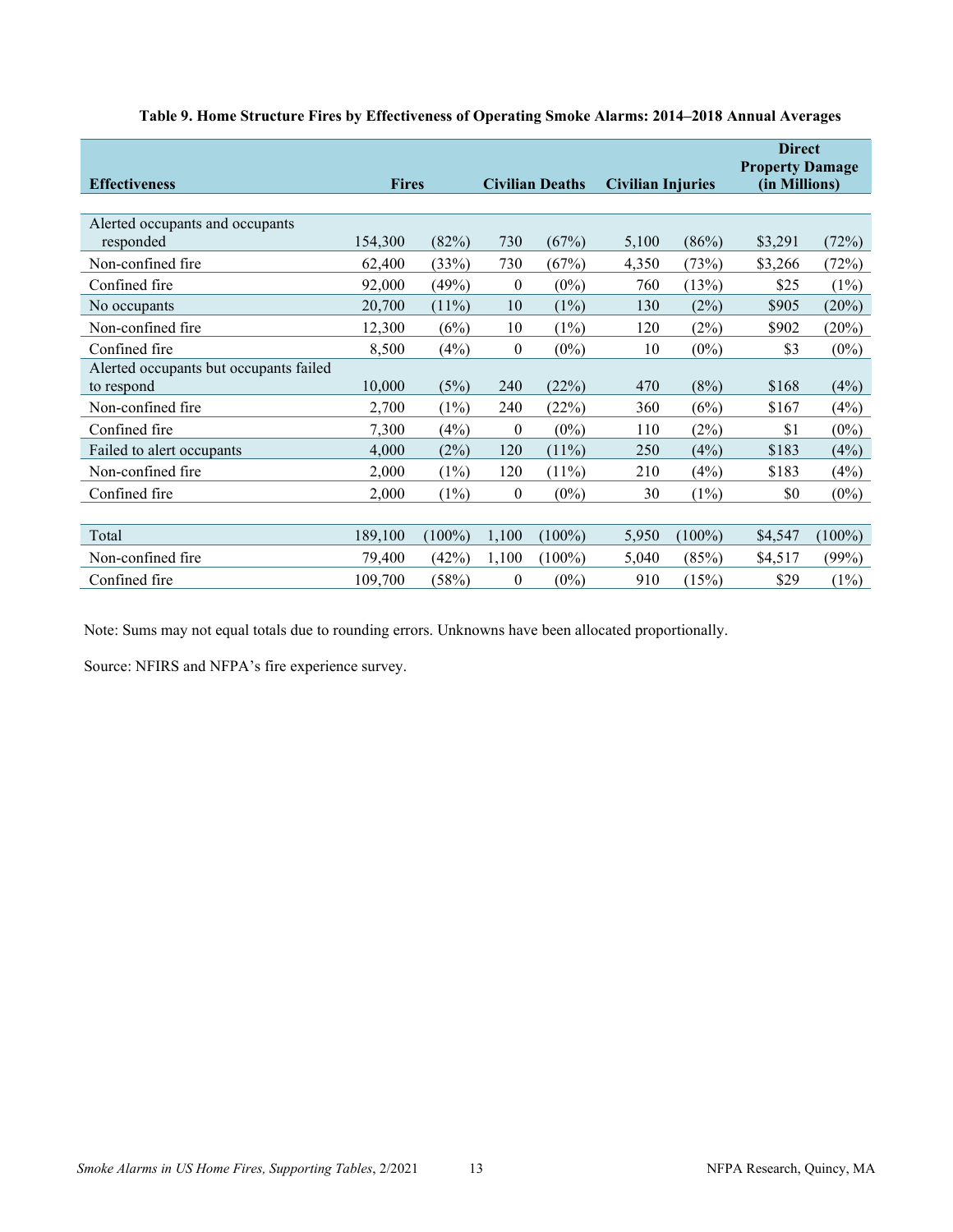**Table 9. Home Structure Fires by Effectiveness of Operating Smoke Alarms: 2014–2018 Annual Averages**

| Effectiveness | Fires | | Civilian Deaths | | Civilian Injuries | | Direct Property Damage (in Millions) | |
|---|---|---|---|---|---|---|---|---|
| Alerted occupants and occupants responded | 154,300 | (82%) | 730 | (67%) | 5,100 | (86%) | $3,291 | (72%) |
| Non-confined fire | 62,400 | (33%) | 730 | (67%) | 4,350 | (73%) | $3,266 | (72%) |
| Confined fire | 92,000 | (49%) | 0 | (0%) | 760 | (13%) | $25 | (1%) |
| No occupants | 20,700 | (11%) | 10 | (1%) | 130 | (2%) | $905 | (20%) |
| Non-confined fire | 12,300 | (6%) | 10 | (1%) | 120 | (2%) | $902 | (20%) |
| Confined fire | 8,500 | (4%) | 0 | (0%) | 10 | (0%) | $3 | (0%) |
| Alerted occupants but occupants failed to respond | 10,000 | (5%) | 240 | (22%) | 470 | (8%) | $168 | (4%) |
| Non-confined fire | 2,700 | (1%) | 240 | (22%) | 360 | (6%) | $167 | (4%) |
| Confined fire | 7,300 | (4%) | 0 | (0%) | 110 | (2%) | $1 | (0%) |
| Failed to alert occupants | 4,000 | (2%) | 120 | (11%) | 250 | (4%) | $183 | (4%) |
| Non-confined fire | 2,000 | (1%) | 120 | (11%) | 210 | (4%) | $183 | (4%) |
| Confined fire | 2,000 | (1%) | 0 | (0%) | 30 | (1%) | $0 | (0%) |
| Total | 189,100 | (100%) | 1,100 | (100%) | 5,950 | (100%) | $4,547 | (100%) |
| Non-confined fire | 79,400 | (42%) | 1,100 | (100%) | 5,040 | (85%) | $4,517 | (99%) |
| Confined fire | 109,700 | (58%) | 0 | (0%) | 910 | (15%) | $29 | (1%) |

Note: Sums may not equal totals due to rounding errors. Unknowns have been allocated proportionally.

Source: NFIRS and NFPA's fire experience survey.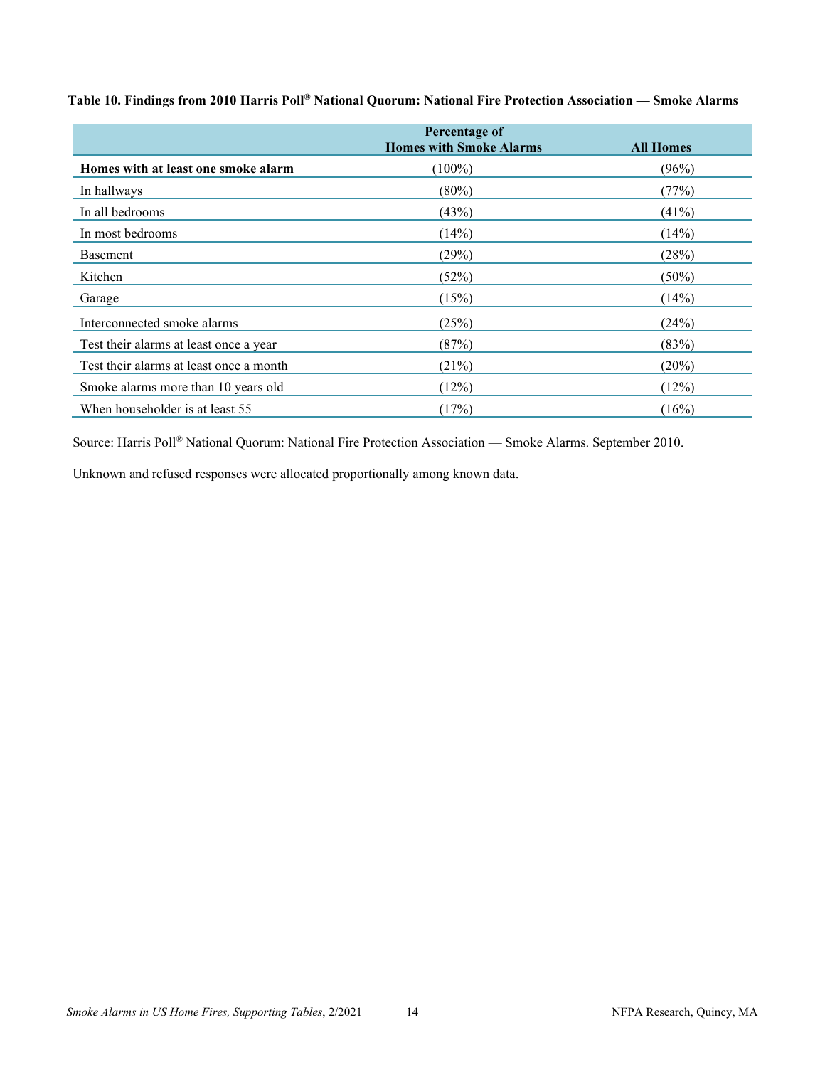**Table 10. Findings from 2010 Harris Poll® National Quorum: National Fire Protection Association — Smoke Alarms**

| | Percentage of Homes with Smoke Alarms | All Homes |
|---|---|---|
| **Homes with at least one smoke alarm** | (100%) | (96%) |
| In hallways | (80%) | (77%) |
| In all bedrooms | (43%) | (41%) |
| In most bedrooms | (14%) | (14%) |
| Basement | (29%) | (28%) |
| Kitchen | (52%) | (50%) |
| Garage | (15%) | (14%) |
| Interconnected smoke alarms | (25%) | (24%) |
| Test their alarms at least once a year | (87%) | (83%) |
| Test their alarms at least once a month | (21%) | (20%) |
| Smoke alarms more than 10 years old | (12%) | (12%) |
| When householder is at least 55 | (17%) | (16%) |

Source: Harris Poll® National Quorum: National Fire Protection Association — Smoke Alarms. September 2010.

Unknown and refused responses were allocated proportionally among known data.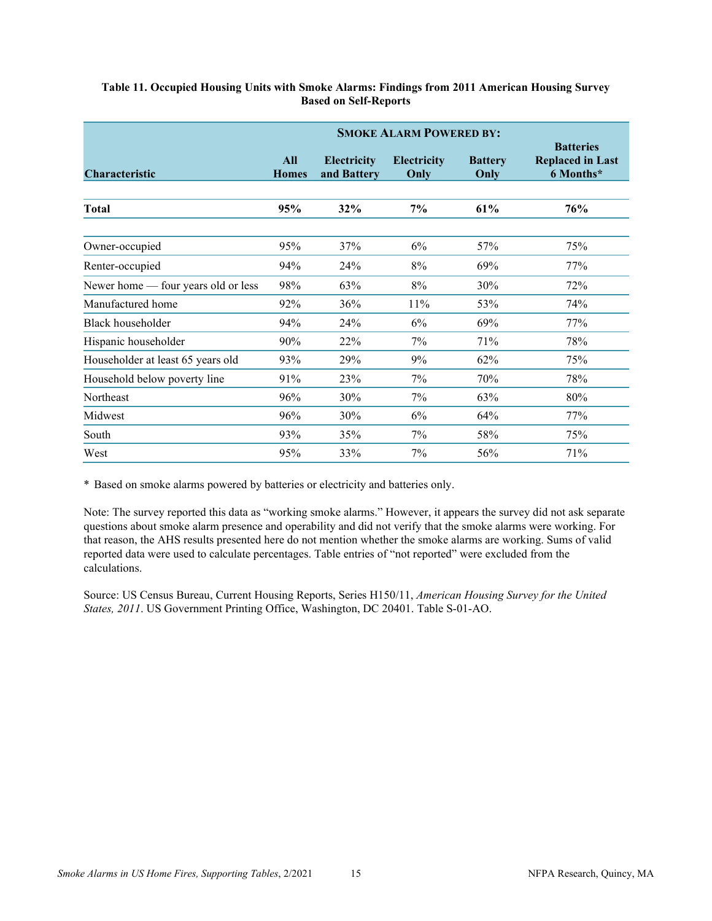**Table 11. Occupied Housing Units with Smoke Alarms: Findings from 2011 American Housing Survey Based on Self-Reports**

| | Smoke Alarm Powered by: | | | | |
|---|---|---|---|---|---|
| **Characteristic** | **All Homes** | **Electricity and Battery** | **Electricity Only** | **Battery Only** | **Batteries Replaced in Last 6 Months*** |
| **Total** | **95%** | **32%** | **7%** | **61%** | **76%** |
| Owner-occupied | 95% | 37% | 6% | 57% | 75% |
| Renter-occupied | 94% | 24% | 8% | 69% | 77% |
| Newer home — four years old or less | 98% | 63% | 8% | 30% | 72% |
| Manufactured home | 92% | 36% | 11% | 53% | 74% |
| Black householder | 94% | 24% | 6% | 69% | 77% |
| Hispanic householder | 90% | 22% | 7% | 71% | 78% |
| Householder at least 65 years old | 93% | 29% | 9% | 62% | 75% |
| Household below poverty line | 91% | 23% | 7% | 70% | 78% |
| Northeast | 96% | 30% | 7% | 63% | 80% |
| Midwest | 96% | 30% | 6% | 64% | 77% |
| South | 93% | 35% | 7% | 58% | 75% |
| West | 95% | 33% | 7% | 56% | 71% |

* Based on smoke alarms powered by batteries or electricity and batteries only.

Note: The survey reported this data as "working smoke alarms." However, it appears the survey did not ask separate questions about smoke alarm presence and operability and did not verify that the smoke alarms were working. For that reason, the AHS results presented here do not mention whether the smoke alarms are working. Sums of valid reported data were used to calculate percentages. Table entries of "not reported" were excluded from the calculations.

Source: US Census Bureau, Current Housing Reports, Series H150/11, *American Housing Survey for the United States, 2011*. US Government Printing Office, Washington, DC 20401. Table S-01-AO.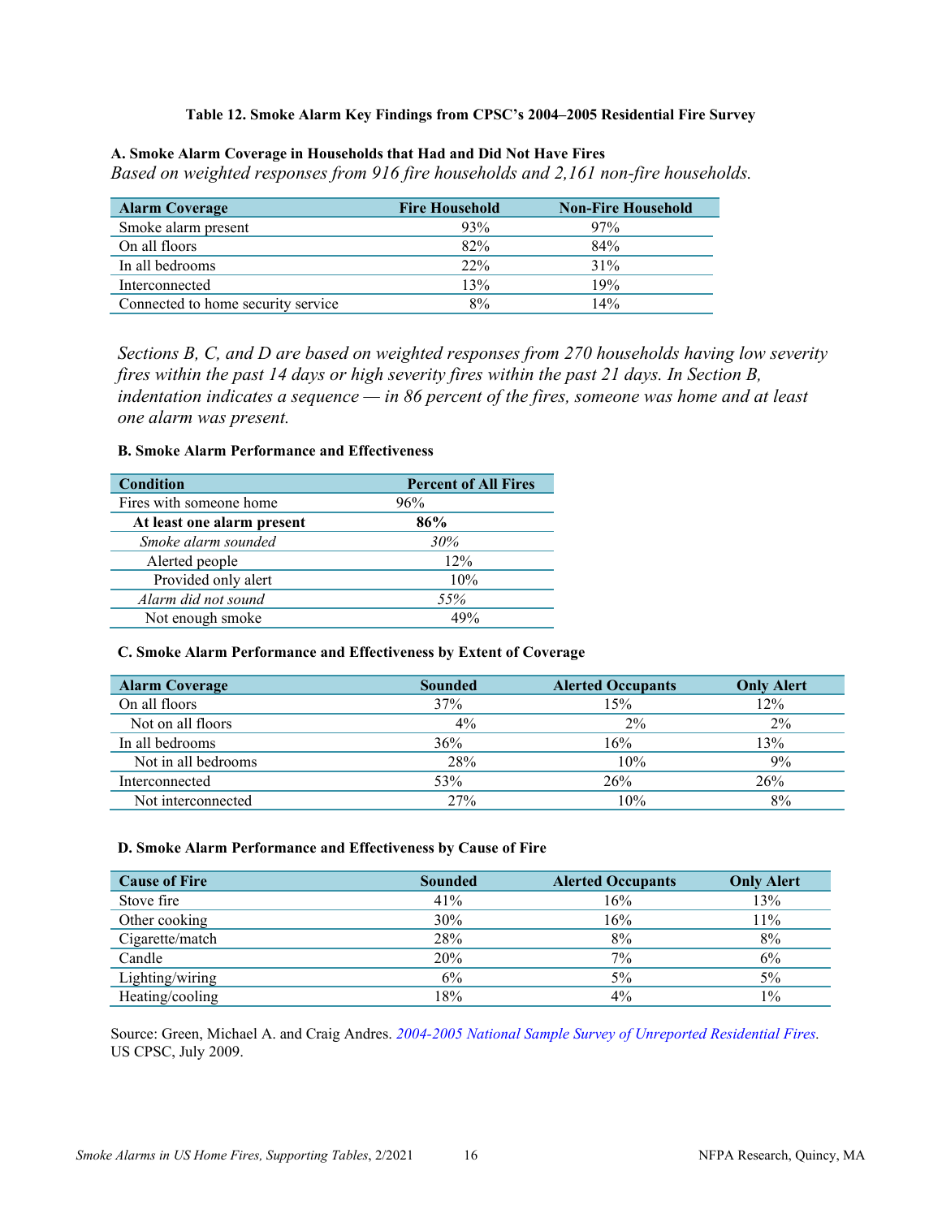**Table 12. Smoke Alarm Key Findings from CPSC's 2004–2005 Residential Fire Survey**

**A. Smoke Alarm Coverage in Households that Had and Did Not Have Fires**

*Based on weighted responses from 916 fire households and 2,161 non-fire households.*

| Alarm Coverage | Fire Household | Non-Fire Household |
|---|---|---|
| Smoke alarm present | 93% | 97% |
| On all floors | 82% | 84% |
| In all bedrooms | 22% | 31% |
| Interconnected | 13% | 19% |
| Connected to home security service | 8% | 14% |

*Sections B, C, and D are based on weighted responses from 270 households having low severity fires within the past 14 days or high severity fires within the past 21 days. In Section B, indentation indicates a sequence — in 86 percent of the fires, someone was home and at least one alarm was present.*

**B. Smoke Alarm Performance and Effectiveness**

| Condition | Percent of All Fires |
|---|---|
| Fires with someone home | 96% |
| **At least one alarm present** | **86%** |
| *Smoke alarm sounded* | *30%* |
| Alerted people | 12% |
| Provided only alert | 10% |
| *Alarm did not sound* | *55%* |
| Not enough smoke | 49% |

**C. Smoke Alarm Performance and Effectiveness by Extent of Coverage**

| Alarm Coverage | Sounded | Alerted Occupants | Only Alert |
|---|---|---|---|
| On all floors | 37% | 15% | 12% |
| Not on all floors | 4% | 2% | 2% |
| In all bedrooms | 36% | 16% | 13% |
| Not in all bedrooms | 28% | 10% | 9% |
| Interconnected | 53% | 26% | 26% |
| Not interconnected | 27% | 10% | 8% |

**D. Smoke Alarm Performance and Effectiveness by Cause of Fire**

| Cause of Fire | Sounded | Alerted Occupants | Only Alert |
|---|---|---|---|
| Stove fire | 41% | 16% | 13% |
| Other cooking | 30% | 16% | 11% |
| Cigarette/match | 28% | 8% | 8% |
| Candle | 20% | 7% | 6% |
| Lighting/wiring | 6% | 5% | 5% |
| Heating/cooling | 18% | 4% | 1% |

Source: Green, Michael A. and Craig Andres. *2004-2005 National Sample Survey of Unreported Residential Fires.* US CPSC, July 2009.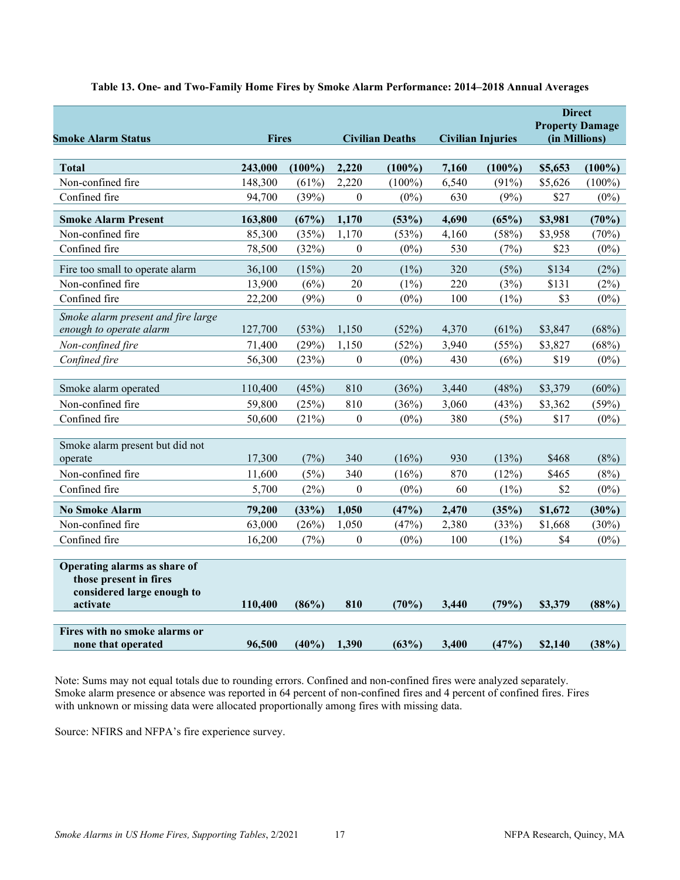**Table 13. One- and Two-Family Home Fires by Smoke Alarm Performance: 2014–2018 Annual Averages**

| Smoke Alarm Status | Fires | | Civilian Deaths | | Civilian Injuries | | Direct Property Damage (in Millions) | |
|---|---|---|---|---|---|---|---|---|
| **Total** | **243,000** | **(100%)** | **2,220** | **(100%)** | **7,160** | **(100%)** | **$5,653** | **(100%)** |
| Non-confined fire | 148,300 | (61%) | 2,220 | (100%) | 6,540 | (91%) | $5,626 | (100%) |
| Confined fire | 94,700 | (39%) | 0 | (0%) | 630 | (9%) | $27 | (0%) |
| **Smoke Alarm Present** | **163,800** | **(67%)** | **1,170** | **(53%)** | **4,690** | **(65%)** | **$3,981** | **(70%)** |
| Non-confined fire | 85,300 | (35%) | 1,170 | (53%) | 4,160 | (58%) | $3,958 | (70%) |
| Confined fire | 78,500 | (32%) | 0 | (0%) | 530 | (7%) | $23 | (0%) |
| Fire too small to operate alarm | 36,100 | (15%) | 20 | (1%) | 320 | (5%) | $134 | (2%) |
| Non-confined fire | 13,900 | (6%) | 20 | (1%) | 220 | (3%) | $131 | (2%) |
| Confined fire | 22,200 | (9%) | 0 | (0%) | 100 | (1%) | $3 | (0%) |
| *Smoke alarm present and fire large enough to operate alarm* | 127,700 | (53%) | 1,150 | (52%) | 4,370 | (61%) | $3,847 | (68%) |
| *Non-confined fire* | 71,400 | (29%) | 1,150 | (52%) | 3,940 | (55%) | $3,827 | (68%) |
| *Confined fire* | 56,300 | (23%) | 0 | (0%) | 430 | (6%) | $19 | (0%) |
| Smoke alarm operated | 110,400 | (45%) | 810 | (36%) | 3,440 | (48%) | $3,379 | (60%) |
| Non-confined fire | 59,800 | (25%) | 810 | (36%) | 3,060 | (43%) | $3,362 | (59%) |
| Confined fire | 50,600 | (21%) | 0 | (0%) | 380 | (5%) | $17 | (0%) |
| Smoke alarm present but did not operate | 17,300 | (7%) | 340 | (16%) | 930 | (13%) | $468 | (8%) |
| Non-confined fire | 11,600 | (5%) | 340 | (16%) | 870 | (12%) | $465 | (8%) |
| Confined fire | 5,700 | (2%) | 0 | (0%) | 60 | (1%) | $2 | (0%) |
| **No Smoke Alarm** | **79,200** | **(33%)** | **1,050** | **(47%)** | **2,470** | **(35%)** | **$1,672** | **(30%)** |
| Non-confined fire | 63,000 | (26%) | 1,050 | (47%) | 2,380 | (33%) | $1,668 | (30%) |
| Confined fire | 16,200 | (7%) | 0 | (0%) | 100 | (1%) | $4 | (0%) |
| **Operating alarms as share of those present in fires considered large enough to activate** | **110,400** | **(86%)** | **810** | **(70%)** | **3,440** | **(79%)** | **$3,379** | **(88%)** |
| **Fires with no smoke alarms or none that operated** | **96,500** | **(40%)** | **1,390** | **(63%)** | **3,400** | **(47%)** | **$2,140** | **(38%)** |

Note: Sums may not equal totals due to rounding errors. Confined and non-confined fires were analyzed separately. Smoke alarm presence or absence was reported in 64 percent of non-confined fires and 4 percent of confined fires. Fires with unknown or missing data were allocated proportionally among fires with missing data.

Source: NFIRS and NFPA's fire experience survey.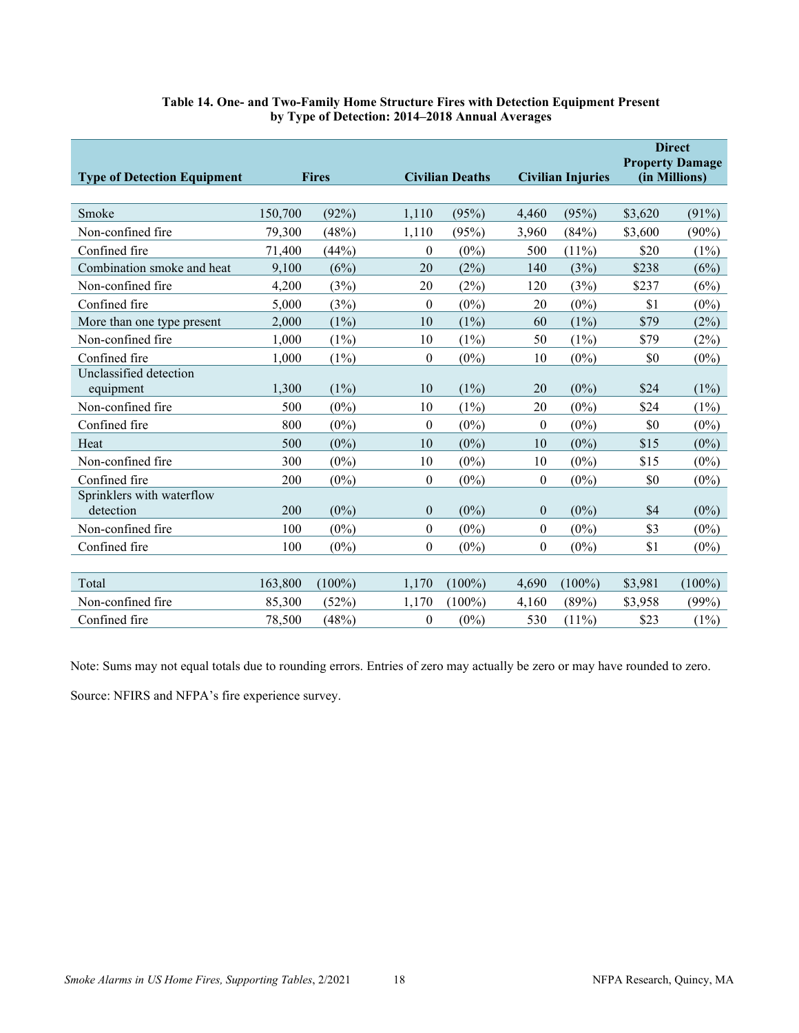**Table 14. One- and Two-Family Home Structure Fires with Detection Equipment Present by Type of Detection: 2014–2018 Annual Averages**

| Type of Detection Equipment | Fires | | Civilian Deaths | | Civilian Injuries | | Direct Property Damage (in Millions) | |
|---|---|---|---|---|---|---|---|---|
| Smoke | 150,700 | (92%) | 1,110 | (95%) | 4,460 | (95%) | $3,620 | (91%) |
| Non-confined fire | 79,300 | (48%) | 1,110 | (95%) | 3,960 | (84%) | $3,600 | (90%) |
| Confined fire | 71,400 | (44%) | 0 | (0%) | 500 | (11%) | $20 | (1%) |
| Combination smoke and heat | 9,100 | (6%) | 20 | (2%) | 140 | (3%) | $238 | (6%) |
| Non-confined fire | 4,200 | (3%) | 20 | (2%) | 120 | (3%) | $237 | (6%) |
| Confined fire | 5,000 | (3%) | 0 | (0%) | 20 | (0%) | $1 | (0%) |
| More than one type present | 2,000 | (1%) | 10 | (1%) | 60 | (1%) | $79 | (2%) |
| Non-confined fire | 1,000 | (1%) | 10 | (1%) | 50 | (1%) | $79 | (2%) |
| Confined fire | 1,000 | (1%) | 0 | (0%) | 10 | (0%) | $0 | (0%) |
| Unclassified detection equipment | 1,300 | (1%) | 10 | (1%) | 20 | (0%) | $24 | (1%) |
| Non-confined fire | 500 | (0%) | 10 | (1%) | 20 | (0%) | $24 | (1%) |
| Confined fire | 800 | (0%) | 0 | (0%) | 0 | (0%) | $0 | (0%) |
| Heat | 500 | (0%) | 10 | (0%) | 10 | (0%) | $15 | (0%) |
| Non-confined fire | 300 | (0%) | 10 | (0%) | 10 | (0%) | $15 | (0%) |
| Confined fire | 200 | (0%) | 0 | (0%) | 0 | (0%) | $0 | (0%) |
| Sprinklers with waterflow detection | 200 | (0%) | 0 | (0%) | 0 | (0%) | $4 | (0%) |
| Non-confined fire | 100 | (0%) | 0 | (0%) | 0 | (0%) | $3 | (0%) |
| Confined fire | 100 | (0%) | 0 | (0%) | 0 | (0%) | $1 | (0%) |
| Total | 163,800 | (100%) | 1,170 | (100%) | 4,690 | (100%) | $3,981 | (100%) |
| Non-confined fire | 85,300 | (52%) | 1,170 | (100%) | 4,160 | (89%) | $3,958 | (99%) |
| Confined fire | 78,500 | (48%) | 0 | (0%) | 530 | (11%) | $23 | (1%) |

Note: Sums may not equal totals due to rounding errors. Entries of zero may actually be zero or may have rounded to zero.

Source: NFIRS and NFPA's fire experience survey.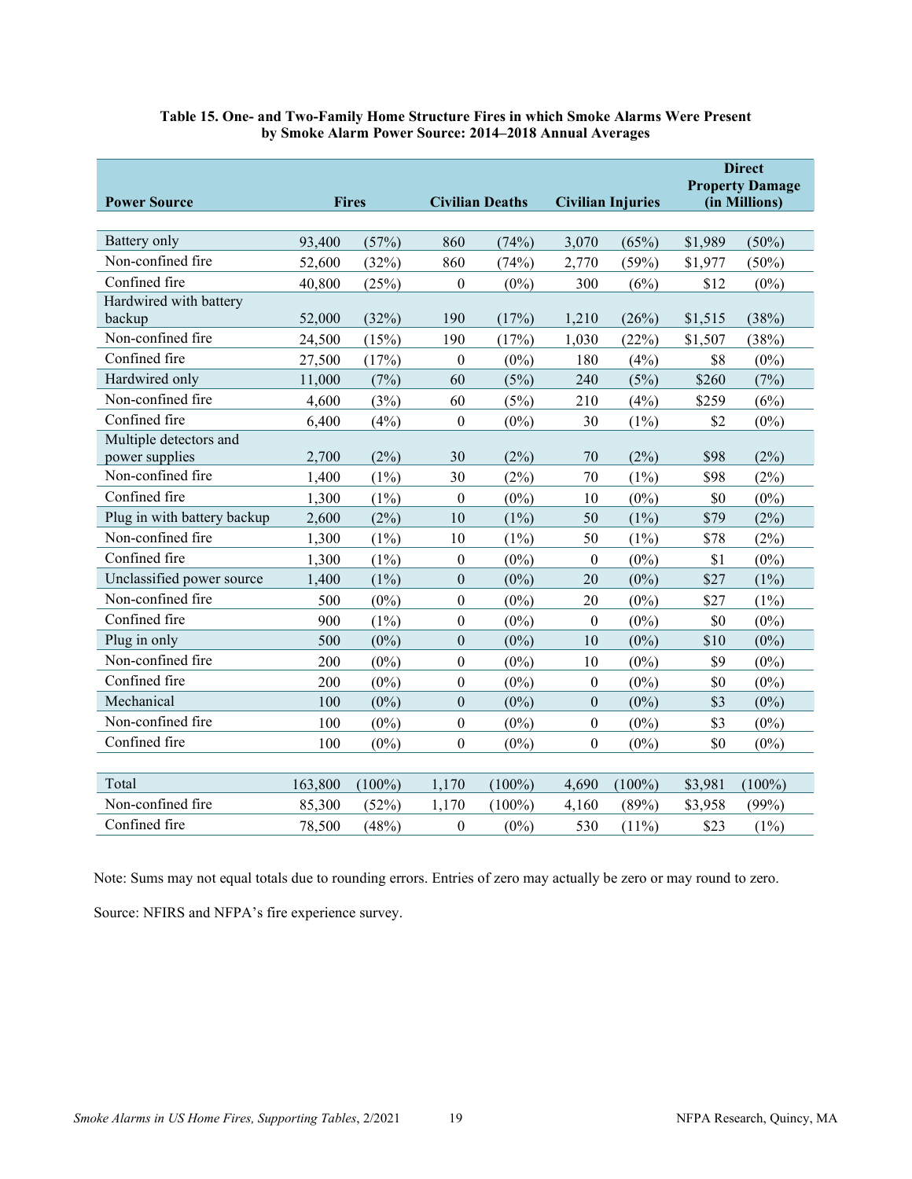**Table 15. One- and Two-Family Home Structure Fires in which Smoke Alarms Were Present by Smoke Alarm Power Source: 2014–2018 Annual Averages**

| Power Source | Fires | | Civilian Deaths | | Civilian Injuries | | Direct Property Damage (in Millions) | |
|---|---|---|---|---|---|---|---|---|
| Battery only | 93,400 | (57%) | 860 | (74%) | 3,070 | (65%) | $1,989 | (50%) |
| Non-confined fire | 52,600 | (32%) | 860 | (74%) | 2,770 | (59%) | $1,977 | (50%) |
| Confined fire | 40,800 | (25%) | 0 | (0%) | 300 | (6%) | $12 | (0%) |
| Hardwired with battery backup | 52,000 | (32%) | 190 | (17%) | 1,210 | (26%) | $1,515 | (38%) |
| Non-confined fire | 24,500 | (15%) | 190 | (17%) | 1,030 | (22%) | $1,507 | (38%) |
| Confined fire | 27,500 | (17%) | 0 | (0%) | 180 | (4%) | $8 | (0%) |
| Hardwired only | 11,000 | (7%) | 60 | (5%) | 240 | (5%) | $260 | (7%) |
| Non-confined fire | 4,600 | (3%) | 60 | (5%) | 210 | (4%) | $259 | (6%) |
| Confined fire | 6,400 | (4%) | 0 | (0%) | 30 | (1%) | $2 | (0%) |
| Multiple detectors and power supplies | 2,700 | (2%) | 30 | (2%) | 70 | (2%) | $98 | (2%) |
| Non-confined fire | 1,400 | (1%) | 30 | (2%) | 70 | (1%) | $98 | (2%) |
| Confined fire | 1,300 | (1%) | 0 | (0%) | 10 | (0%) | $0 | (0%) |
| Plug in with battery backup | 2,600 | (2%) | 10 | (1%) | 50 | (1%) | $79 | (2%) |
| Non-confined fire | 1,300 | (1%) | 10 | (1%) | 50 | (1%) | $78 | (2%) |
| Confined fire | 1,300 | (1%) | 0 | (0%) | 0 | (0%) | $1 | (0%) |
| Unclassified power source | 1,400 | (1%) | 0 | (0%) | 20 | (0%) | $27 | (1%) |
| Non-confined fire | 500 | (0%) | 0 | (0%) | 20 | (0%) | $27 | (1%) |
| Confined fire | 900 | (1%) | 0 | (0%) | 0 | (0%) | $0 | (0%) |
| Plug in only | 500 | (0%) | 0 | (0%) | 10 | (0%) | $10 | (0%) |
| Non-confined fire | 200 | (0%) | 0 | (0%) | 10 | (0%) | $9 | (0%) |
| Confined fire | 200 | (0%) | 0 | (0%) | 0 | (0%) | $0 | (0%) |
| Mechanical | 100 | (0%) | 0 | (0%) | 0 | (0%) | $3 | (0%) |
| Non-confined fire | 100 | (0%) | 0 | (0%) | 0 | (0%) | $3 | (0%) |
| Confined fire | 100 | (0%) | 0 | (0%) | 0 | (0%) | $0 | (0%) |
| Total | 163,800 | (100%) | 1,170 | (100%) | 4,690 | (100%) | $3,981 | (100%) |
| Non-confined fire | 85,300 | (52%) | 1,170 | (100%) | 4,160 | (89%) | $3,958 | (99%) |
| Confined fire | 78,500 | (48%) | 0 | (0%) | 530 | (11%) | $23 | (1%) |

Note: Sums may not equal totals due to rounding errors. Entries of zero may actually be zero or may round to zero.

Source: NFIRS and NFPA's fire experience survey.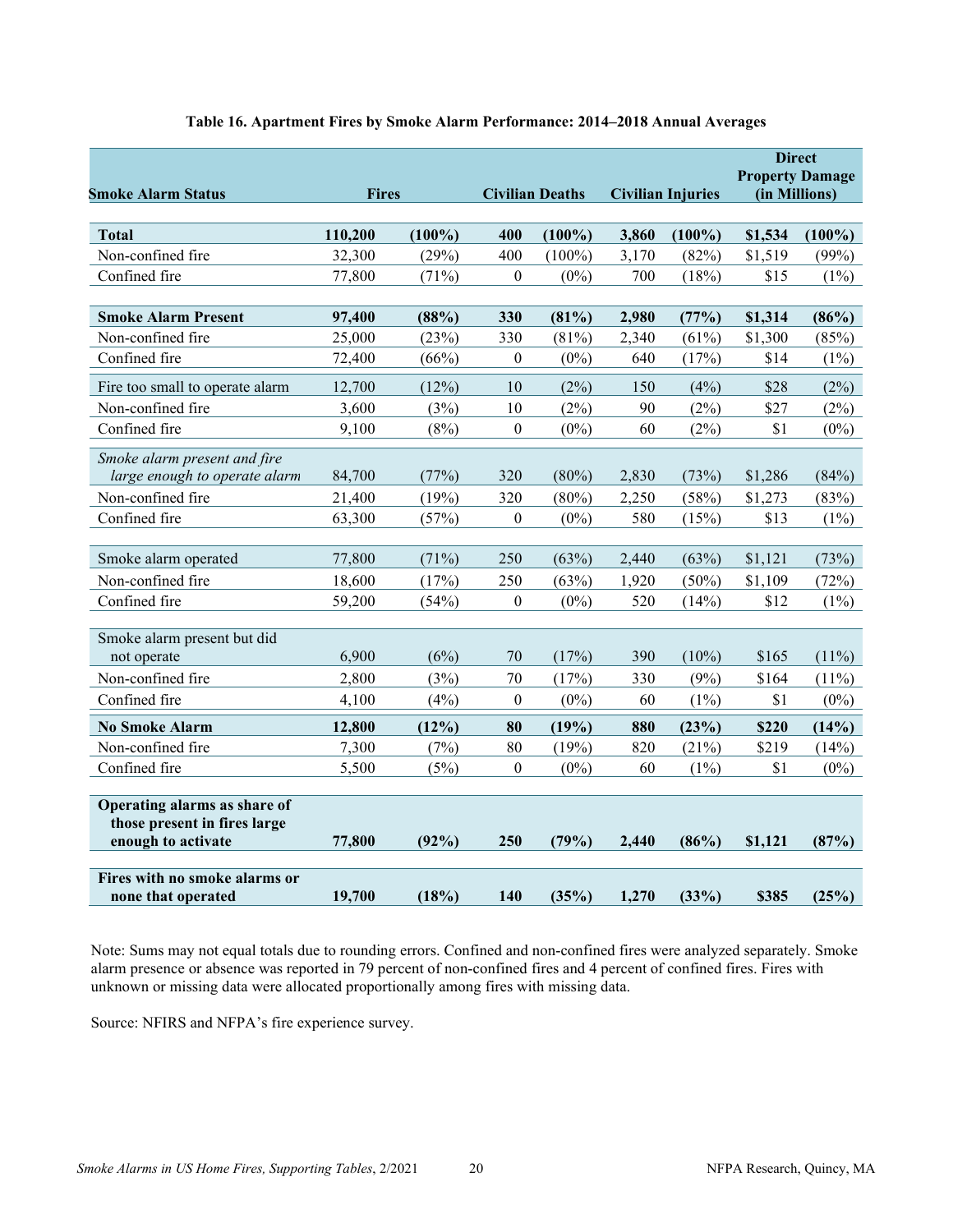**Table 16. Apartment Fires by Smoke Alarm Performance: 2014–2018 Annual Averages**

| Smoke Alarm Status | Fires | | Civilian Deaths | | Civilian Injuries | | Direct Property Damage (in Millions) | |
|---|---|---|---|---|---|---|---|---|
| **Total** | **110,200** | **(100%)** | **400** | **(100%)** | **3,860** | **(100%)** | **$1,534** | **(100%)** |
| Non-confined fire | 32,300 | (29%) | 400 | (100%) | 3,170 | (82%) | $1,519 | (99%) |
| Confined fire | 77,800 | (71%) | 0 | (0%) | 700 | (18%) | $15 | (1%) |
| **Smoke Alarm Present** | **97,400** | **(88%)** | **330** | **(81%)** | **2,980** | **(77%)** | **$1,314** | **(86%)** |
| Non-confined fire | 25,000 | (23%) | 330 | (81%) | 2,340 | (61%) | $1,300 | (85%) |
| Confined fire | 72,400 | (66%) | 0 | (0%) | 640 | (17%) | $14 | (1%) |
| Fire too small to operate alarm | 12,700 | (12%) | 10 | (2%) | 150 | (4%) | $28 | (2%) |
| Non-confined fire | 3,600 | (3%) | 10 | (2%) | 90 | (2%) | $27 | (2%) |
| Confined fire | 9,100 | (8%) | 0 | (0%) | 60 | (2%) | $1 | (0%) |
| *Smoke alarm present and fire large enough to operate alarm* | 84,700 | (77%) | 320 | (80%) | 2,830 | (73%) | $1,286 | (84%) |
| Non-confined fire | 21,400 | (19%) | 320 | (80%) | 2,250 | (58%) | $1,273 | (83%) |
| Confined fire | 63,300 | (57%) | 0 | (0%) | 580 | (15%) | $13 | (1%) |
| Smoke alarm operated | 77,800 | (71%) | 250 | (63%) | 2,440 | (63%) | $1,121 | (73%) |
| Non-confined fire | 18,600 | (17%) | 250 | (63%) | 1,920 | (50%) | $1,109 | (72%) |
| Confined fire | 59,200 | (54%) | 0 | (0%) | 520 | (14%) | $12 | (1%) |
| Smoke alarm present but did not operate | 6,900 | (6%) | 70 | (17%) | 390 | (10%) | $165 | (11%) |
| Non-confined fire | 2,800 | (3%) | 70 | (17%) | 330 | (9%) | $164 | (11%) |
| Confined fire | 4,100 | (4%) | 0 | (0%) | 60 | (1%) | $1 | (0%) |
| **No Smoke Alarm** | **12,800** | **(12%)** | **80** | **(19%)** | **880** | **(23%)** | **$220** | **(14%)** |
| Non-confined fire | 7,300 | (7%) | 80 | (19%) | 820 | (21%) | $219 | (14%) |
| Confined fire | 5,500 | (5%) | 0 | (0%) | 60 | (1%) | $1 | (0%) |
| **Operating alarms as share of those present in fires large enough to activate** | **77,800** | **(92%)** | **250** | **(79%)** | **2,440** | **(86%)** | **$1,121** | **(87%)** |
| **Fires with no smoke alarms or none that operated** | **19,700** | **(18%)** | **140** | **(35%)** | **1,270** | **(33%)** | **$385** | **(25%)** |

Note: Sums may not equal totals due to rounding errors. Confined and non-confined fires were analyzed separately. Smoke alarm presence or absence was reported in 79 percent of non-confined fires and 4 percent of confined fires. Fires with unknown or missing data were allocated proportionally among fires with missing data.

Source: NFIRS and NFPA's fire experience survey.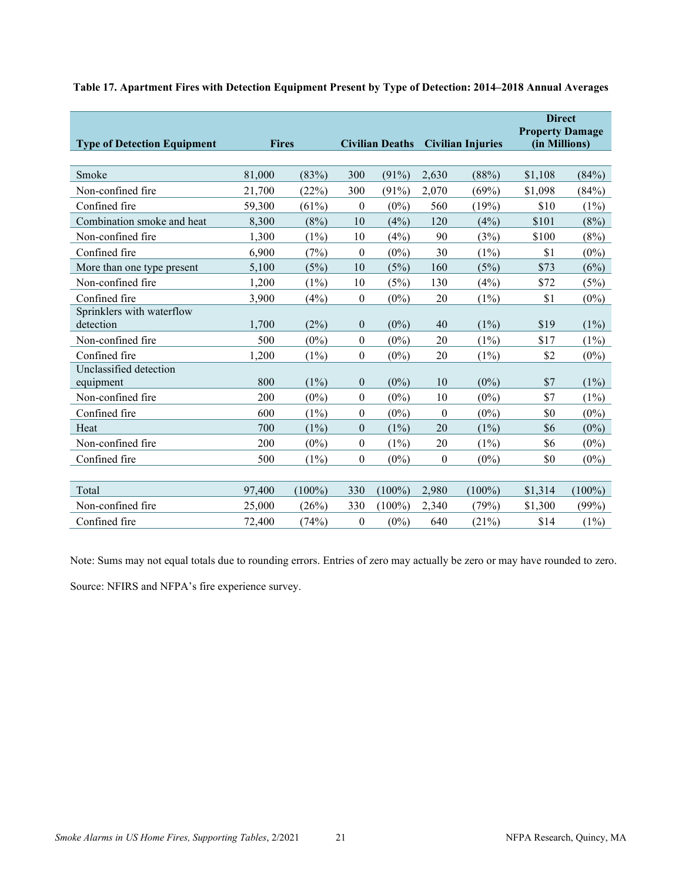**Table 17. Apartment Fires with Detection Equipment Present by Type of Detection: 2014–2018 Annual Averages**

| Type of Detection Equipment | Fires | | Civilian Deaths | | Civilian Injuries | | Direct Property Damage (in Millions) | |
|---|---|---|---|---|---|---|---|---|
| Smoke | 81,000 | (83%) | 300 | (91%) | 2,630 | (88%) | $1,108 | (84%) |
| Non-confined fire | 21,700 | (22%) | 300 | (91%) | 2,070 | (69%) | $1,098 | (84%) |
| Confined fire | 59,300 | (61%) | 0 | (0%) | 560 | (19%) | $10 | (1%) |
| Combination smoke and heat | 8,300 | (8%) | 10 | (4%) | 120 | (4%) | $101 | (8%) |
| Non-confined fire | 1,300 | (1%) | 10 | (4%) | 90 | (3%) | $100 | (8%) |
| Confined fire | 6,900 | (7%) | 0 | (0%) | 30 | (1%) | $1 | (0%) |
| More than one type present | 5,100 | (5%) | 10 | (5%) | 160 | (5%) | $73 | (6%) |
| Non-confined fire | 1,200 | (1%) | 10 | (5%) | 130 | (4%) | $72 | (5%) |
| Confined fire | 3,900 | (4%) | 0 | (0%) | 20 | (1%) | $1 | (0%) |
| Sprinklers with waterflow detection | 1,700 | (2%) | 0 | (0%) | 40 | (1%) | $19 | (1%) |
| Non-confined fire | 500 | (0%) | 0 | (0%) | 20 | (1%) | $17 | (1%) |
| Confined fire | 1,200 | (1%) | 0 | (0%) | 20 | (1%) | $2 | (0%) |
| Unclassified detection equipment | 800 | (1%) | 0 | (0%) | 10 | (0%) | $7 | (1%) |
| Non-confined fire | 200 | (0%) | 0 | (0%) | 10 | (0%) | $7 | (1%) |
| Confined fire | 600 | (1%) | 0 | (0%) | 0 | (0%) | $0 | (0%) |
| Heat | 700 | (1%) | 0 | (1%) | 20 | (1%) | $6 | (0%) |
| Non-confined fire | 200 | (0%) | 0 | (1%) | 20 | (1%) | $6 | (0%) |
| Confined fire | 500 | (1%) | 0 | (0%) | 0 | (0%) | $0 | (0%) |
| Total | 97,400 | (100%) | 330 | (100%) | 2,980 | (100%) | $1,314 | (100%) |
| Non-confined fire | 25,000 | (26%) | 330 | (100%) | 2,340 | (79%) | $1,300 | (99%) |
| Confined fire | 72,400 | (74%) | 0 | (0%) | 640 | (21%) | $14 | (1%) |

Note: Sums may not equal totals due to rounding errors. Entries of zero may actually be zero or may have rounded to zero.

Source: NFIRS and NFPA's fire experience survey.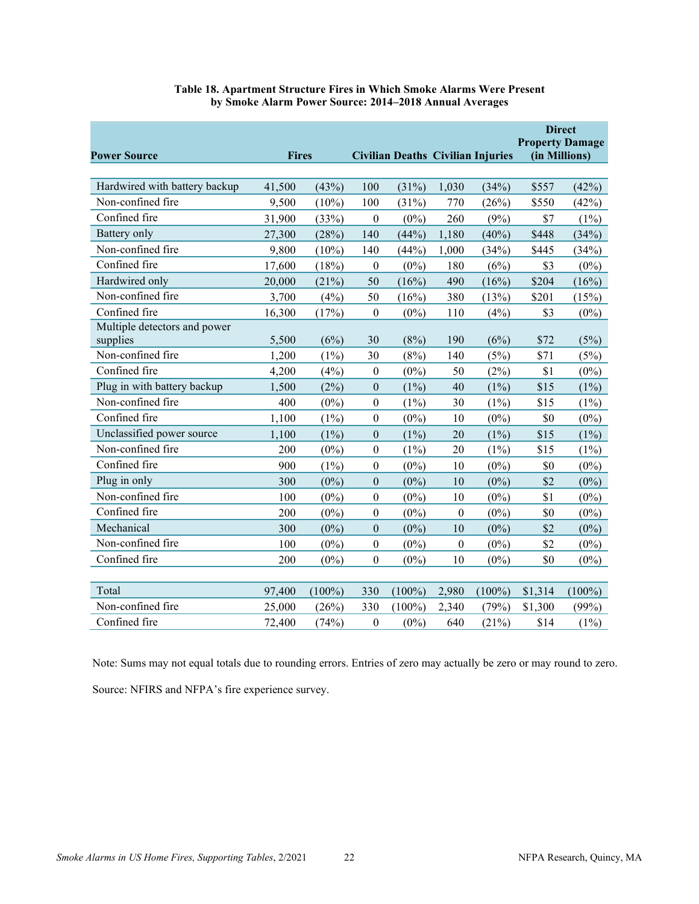**Table 18. Apartment Structure Fires in Which Smoke Alarms Were Present by Smoke Alarm Power Source: 2014–2018 Annual Averages**

| Power Source | Fires | | Civilian Deaths | | Civilian Injuries | | Direct Property Damage (in Millions) | |
|---|---|---|---|---|---|---|---|---|
| Hardwired with battery backup | 41,500 | (43%) | 100 | (31%) | 1,030 | (34%) | $557 | (42%) |
| Non-confined fire | 9,500 | (10%) | 100 | (31%) | 770 | (26%) | $550 | (42%) |
| Confined fire | 31,900 | (33%) | 0 | (0%) | 260 | (9%) | $7 | (1%) |
| Battery only | 27,300 | (28%) | 140 | (44%) | 1,180 | (40%) | $448 | (34%) |
| Non-confined fire | 9,800 | (10%) | 140 | (44%) | 1,000 | (34%) | $445 | (34%) |
| Confined fire | 17,600 | (18%) | 0 | (0%) | 180 | (6%) | $3 | (0%) |
| Hardwired only | 20,000 | (21%) | 50 | (16%) | 490 | (16%) | $204 | (16%) |
| Non-confined fire | 3,700 | (4%) | 50 | (16%) | 380 | (13%) | $201 | (15%) |
| Confined fire | 16,300 | (17%) | 0 | (0%) | 110 | (4%) | $3 | (0%) |
| Multiple detectors and power supplies | 5,500 | (6%) | 30 | (8%) | 190 | (6%) | $72 | (5%) |
| Non-confined fire | 1,200 | (1%) | 30 | (8%) | 140 | (5%) | $71 | (5%) |
| Confined fire | 4,200 | (4%) | 0 | (0%) | 50 | (2%) | $1 | (0%) |
| Plug in with battery backup | 1,500 | (2%) | 0 | (1%) | 40 | (1%) | $15 | (1%) |
| Non-confined fire | 400 | (0%) | 0 | (1%) | 30 | (1%) | $15 | (1%) |
| Confined fire | 1,100 | (1%) | 0 | (0%) | 10 | (0%) | $0 | (0%) |
| Unclassified power source | 1,100 | (1%) | 0 | (1%) | 20 | (1%) | $15 | (1%) |
| Non-confined fire | 200 | (0%) | 0 | (1%) | 20 | (1%) | $15 | (1%) |
| Confined fire | 900 | (1%) | 0 | (0%) | 10 | (0%) | $0 | (0%) |
| Plug in only | 300 | (0%) | 0 | (0%) | 10 | (0%) | $2 | (0%) |
| Non-confined fire | 100 | (0%) | 0 | (0%) | 10 | (0%) | $1 | (0%) |
| Confined fire | 200 | (0%) | 0 | (0%) | 0 | (0%) | $0 | (0%) |
| Mechanical | 300 | (0%) | 0 | (0%) | 10 | (0%) | $2 | (0%) |
| Non-confined fire | 100 | (0%) | 0 | (0%) | 0 | (0%) | $2 | (0%) |
| Confined fire | 200 | (0%) | 0 | (0%) | 10 | (0%) | $0 | (0%) |
| Total | 97,400 | (100%) | 330 | (100%) | 2,980 | (100%) | $1,314 | (100%) |
| Non-confined fire | 25,000 | (26%) | 330 | (100%) | 2,340 | (79%) | $1,300 | (99%) |
| Confined fire | 72,400 | (74%) | 0 | (0%) | 640 | (21%) | $14 | (1%) |

Note: Sums may not equal totals due to rounding errors. Entries of zero may actually be zero or may round to zero.

Source: NFIRS and NFPA's fire experience survey.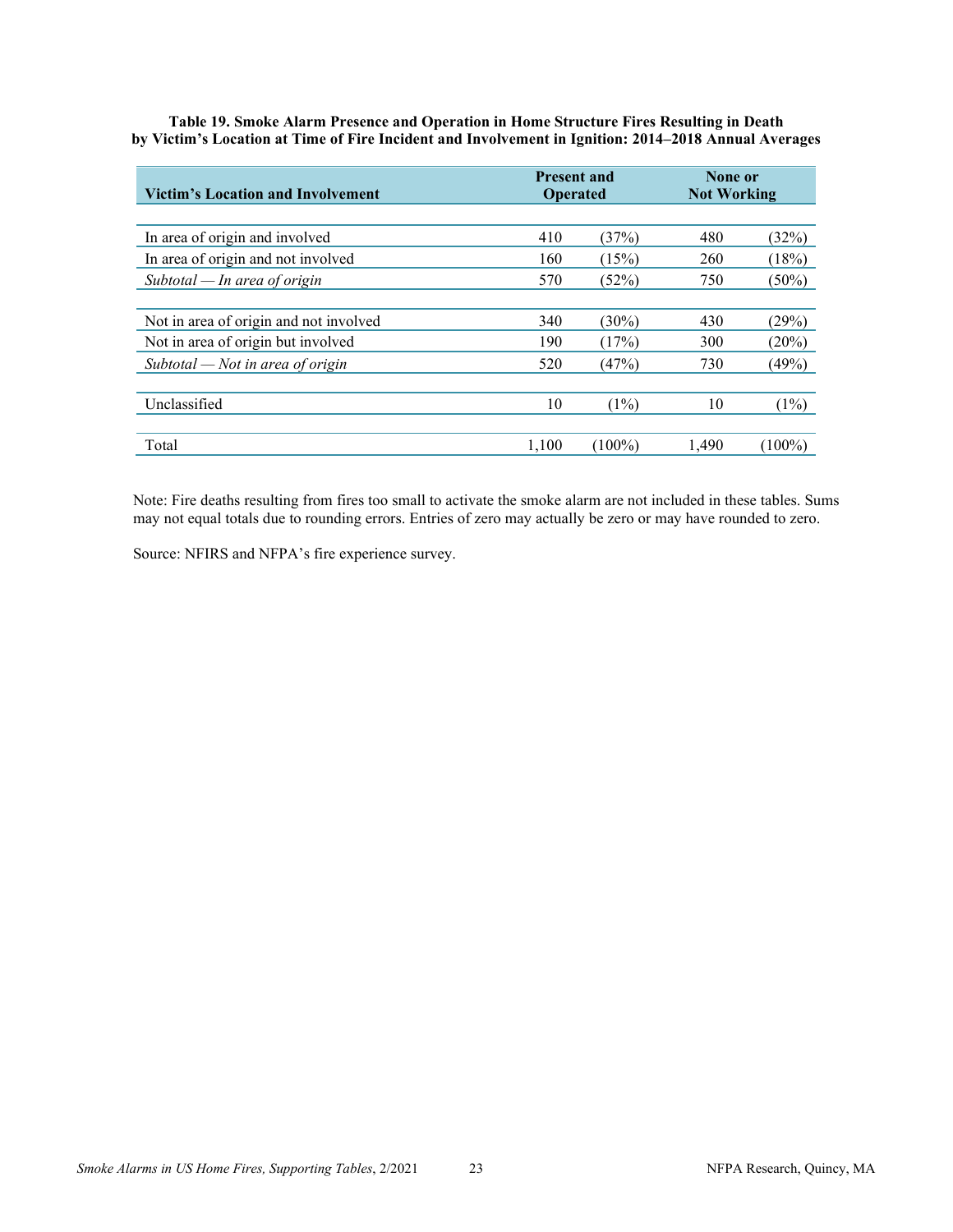**Table 19. Smoke Alarm Presence and Operation in Home Structure Fires Resulting in Death by Victim's Location at Time of Fire Incident and Involvement in Ignition: 2014–2018 Annual Averages**

| Victim's Location and Involvement | Present and Operated | | None or Not Working | |
|---|---|---|---|---|
| In area of origin and involved | 410 | (37%) | 480 | (32%) |
| In area of origin and not involved | 160 | (15%) | 260 | (18%) |
| *Subtotal — In area of origin* | 570 | (52%) | 750 | (50%) |
| Not in area of origin and not involved | 340 | (30%) | 430 | (29%) |
| Not in area of origin but involved | 190 | (17%) | 300 | (20%) |
| *Subtotal — Not in area of origin* | 520 | (47%) | 730 | (49%) |
| Unclassified | 10 | (1%) | 10 | (1%) |
| Total | 1,100 | (100%) | 1,490 | (100%) |

Note: Fire deaths resulting from fires too small to activate the smoke alarm are not included in these tables. Sums may not equal totals due to rounding errors. Entries of zero may actually be zero or may have rounded to zero.

Source: NFIRS and NFPA's fire experience survey.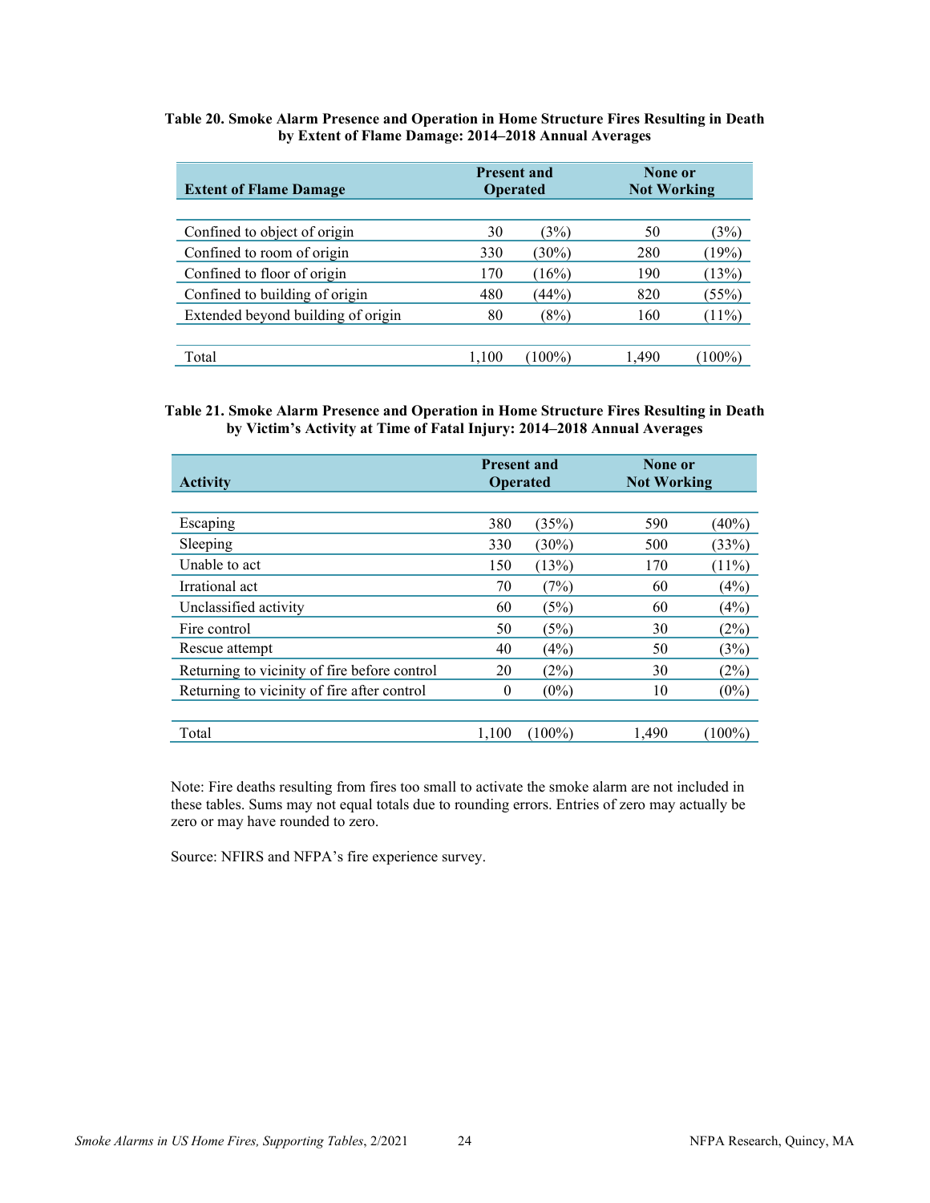**Table 20. Smoke Alarm Presence and Operation in Home Structure Fires Resulting in Death by Extent of Flame Damage: 2014–2018 Annual Averages**

| Extent of Flame Damage | Present and Operated | | None or Not Working | |
|---|---|---|---|---|
| Confined to object of origin | 30 | (3%) | 50 | (3%) |
| Confined to room of origin | 330 | (30%) | 280 | (19%) |
| Confined to floor of origin | 170 | (16%) | 190 | (13%) |
| Confined to building of origin | 480 | (44%) | 820 | (55%) |
| Extended beyond building of origin | 80 | (8%) | 160 | (11%) |
| Total | 1,100 | (100%) | 1,490 | (100%) |

**Table 21. Smoke Alarm Presence and Operation in Home Structure Fires Resulting in Death by Victim's Activity at Time of Fatal Injury: 2014–2018 Annual Averages**

| Activity | Present and Operated | | None or Not Working | |
|---|---|---|---|---|
| Escaping | 380 | (35%) | 590 | (40%) |
| Sleeping | 330 | (30%) | 500 | (33%) |
| Unable to act | 150 | (13%) | 170 | (11%) |
| Irrational act | 70 | (7%) | 60 | (4%) |
| Unclassified activity | 60 | (5%) | 60 | (4%) |
| Fire control | 50 | (5%) | 30 | (2%) |
| Rescue attempt | 40 | (4%) | 50 | (3%) |
| Returning to vicinity of fire before control | 20 | (2%) | 30 | (2%) |
| Returning to vicinity of fire after control | 0 | (0%) | 10 | (0%) |
| Total | 1,100 | (100%) | 1,490 | (100%) |

Note: Fire deaths resulting from fires too small to activate the smoke alarm are not included in these tables. Sums may not equal totals due to rounding errors. Entries of zero may actually be zero or may have rounded to zero.

Source: NFIRS and NFPA's fire experience survey.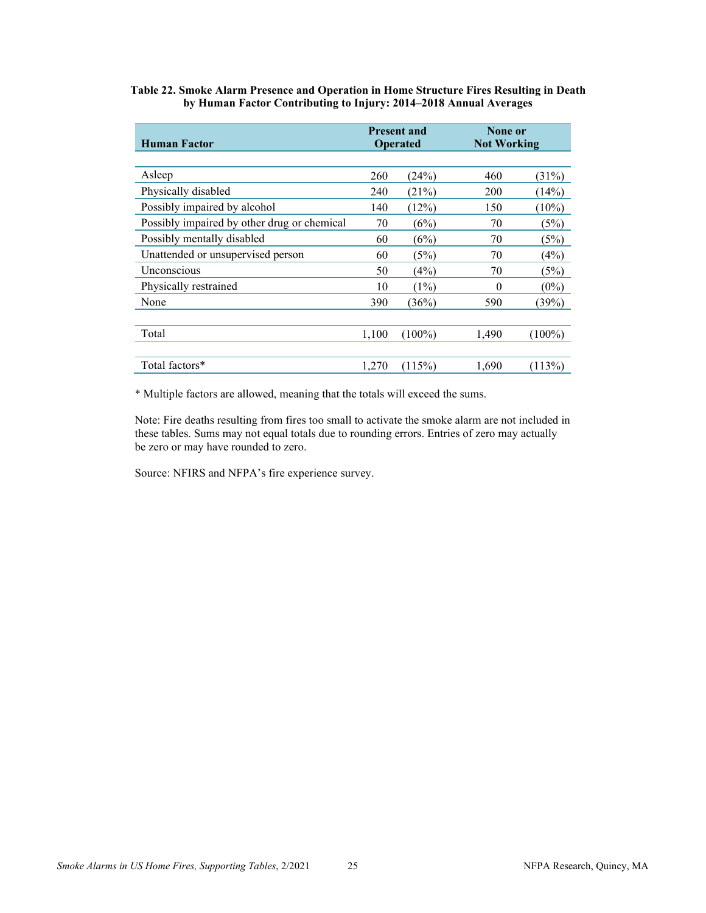**Table 22. Smoke Alarm Presence and Operation in Home Structure Fires Resulting in Death by Human Factor Contributing to Injury: 2014–2018 Annual Averages**

| Human Factor | Present and Operated | | None or Not Working | |
|---|---|---|---|---|
| Asleep | 260 | (24%) | 460 | (31%) |
| Physically disabled | 240 | (21%) | 200 | (14%) |
| Possibly impaired by alcohol | 140 | (12%) | 150 | (10%) |
| Possibly impaired by other drug or chemical | 70 | (6%) | 70 | (5%) |
| Possibly mentally disabled | 60 | (6%) | 70 | (5%) |
| Unattended or unsupervised person | 60 | (5%) | 70 | (4%) |
| Unconscious | 50 | (4%) | 70 | (5%) |
| Physically restrained | 10 | (1%) | 0 | (0%) |
| None | 390 | (36%) | 590 | (39%) |
| Total | 1,100 | (100%) | 1,490 | (100%) |
| Total factors* | 1,270 | (115%) | 1,690 | (113%) |

* Multiple factors are allowed, meaning that the totals will exceed the sums.

Note: Fire deaths resulting from fires too small to activate the smoke alarm are not included in these tables. Sums may not equal totals due to rounding errors. Entries of zero may actually be zero or may have rounded to zero.

Source: NFIRS and NFPA's fire experience survey.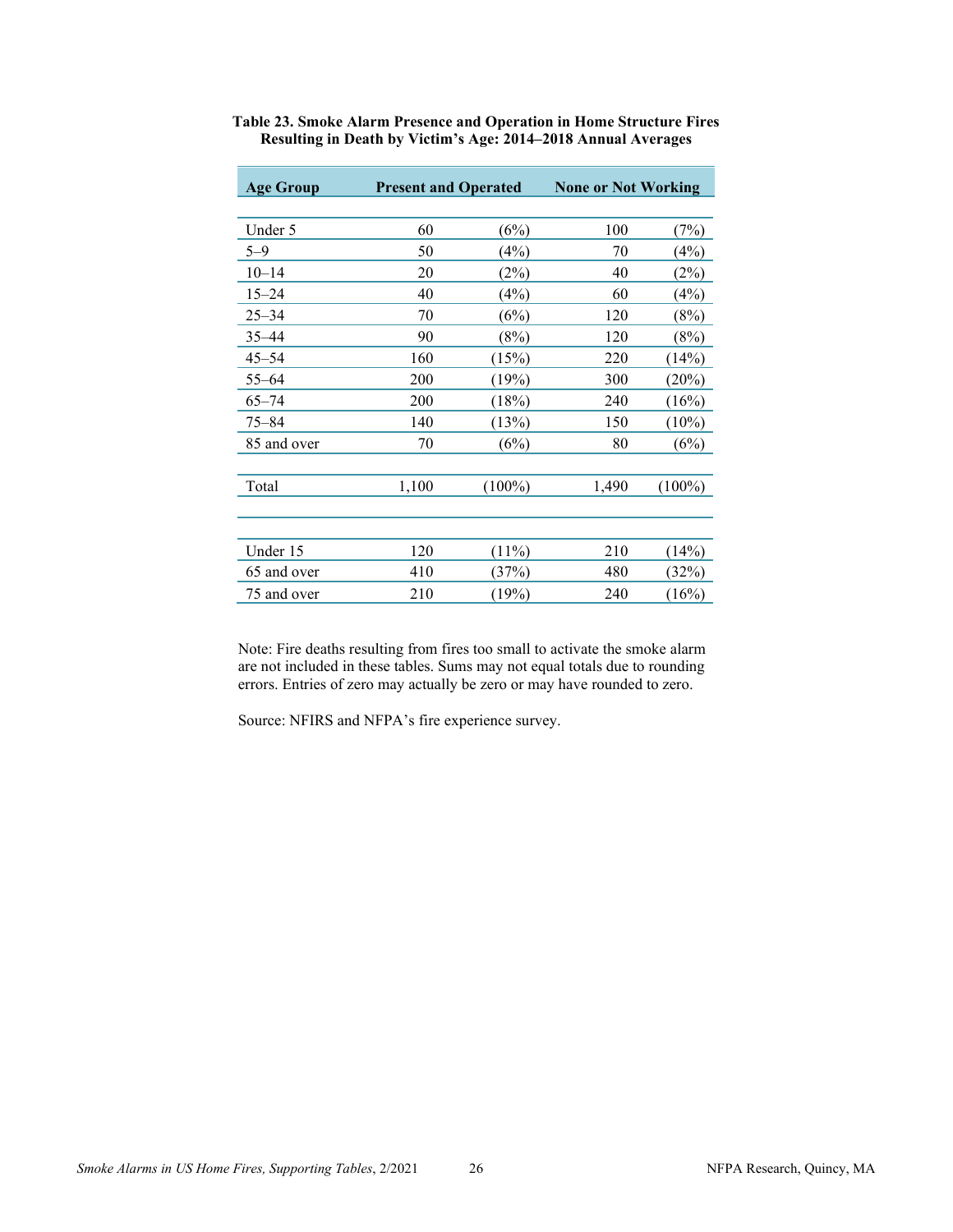**Table 23. Smoke Alarm Presence and Operation in Home Structure Fires Resulting in Death by Victim's Age: 2014–2018 Annual Averages**

| Age Group | Present and Operated | | None or Not Working | |
|---|---|---|---|---|
| Under 5 | 60 | (6%) | 100 | (7%) |
| 5–9 | 50 | (4%) | 70 | (4%) |
| 10–14 | 20 | (2%) | 40 | (2%) |
| 15–24 | 40 | (4%) | 60 | (4%) |
| 25–34 | 70 | (6%) | 120 | (8%) |
| 35–44 | 90 | (8%) | 120 | (8%) |
| 45–54 | 160 | (15%) | 220 | (14%) |
| 55–64 | 200 | (19%) | 300 | (20%) |
| 65–74 | 200 | (18%) | 240 | (16%) |
| 75–84 | 140 | (13%) | 150 | (10%) |
| 85 and over | 70 | (6%) | 80 | (6%) |
| | | | | |
| Total | 1,100 | (100%) | 1,490 | (100%) |
| | | | | |
| Under 15 | 120 | (11%) | 210 | (14%) |
| 65 and over | 410 | (37%) | 480 | (32%) |
| 75 and over | 210 | (19%) | 240 | (16%) |

Note: Fire deaths resulting from fires too small to activate the smoke alarm are not included in these tables. Sums may not equal totals due to rounding errors. Entries of zero may actually be zero or may have rounded to zero.

Source: NFIRS and NFPA's fire experience survey.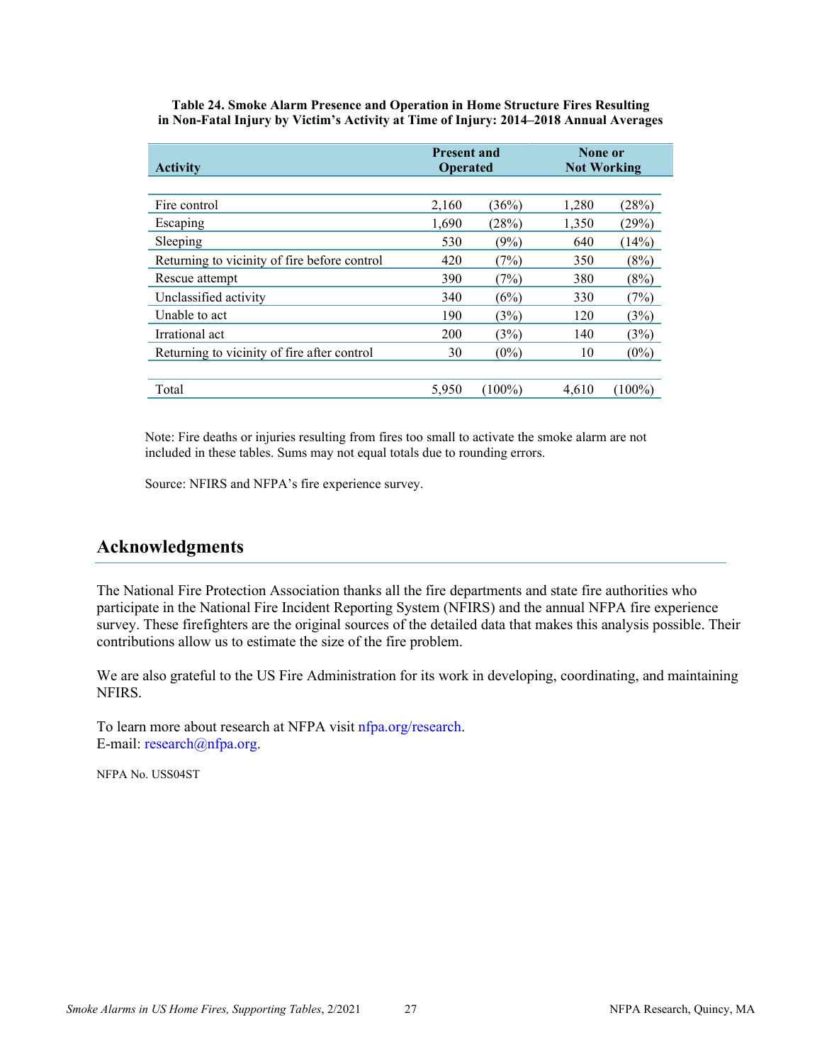**Table 24. Smoke Alarm Presence and Operation in Home Structure Fires Resulting in Non-Fatal Injury by Victim's Activity at Time of Injury: 2014–2018 Annual Averages**

| Activity | Present and Operated | | None or Not Working | |
|---|---|---|---|---|
| Fire control | 2,160 | (36%) | 1,280 | (28%) |
| Escaping | 1,690 | (28%) | 1,350 | (29%) |
| Sleeping | 530 | (9%) | 640 | (14%) |
| Returning to vicinity of fire before control | 420 | (7%) | 350 | (8%) |
| Rescue attempt | 390 | (7%) | 380 | (8%) |
| Unclassified activity | 340 | (6%) | 330 | (7%) |
| Unable to act | 190 | (3%) | 120 | (3%) |
| Irrational act | 200 | (3%) | 140 | (3%) |
| Returning to vicinity of fire after control | 30 | (0%) | 10 | (0%) |
| Total | 5,950 | (100%) | 4,610 | (100%) |

Note: Fire deaths or injuries resulting from fires too small to activate the smoke alarm are not included in these tables. Sums may not equal totals due to rounding errors.

Source: NFIRS and NFPA's fire experience survey.

## Acknowledgments

The National Fire Protection Association thanks all the fire departments and state fire authorities who participate in the National Fire Incident Reporting System (NFIRS) and the annual NFPA fire experience survey. These firefighters are the original sources of the detailed data that makes this analysis possible. Their contributions allow us to estimate the size of the fire problem.

We are also grateful to the US Fire Administration for its work in developing, coordinating, and maintaining NFIRS.

To learn more about research at NFPA visit nfpa.org/research.
E-mail: research@nfpa.org.

NFPA No. USS04ST